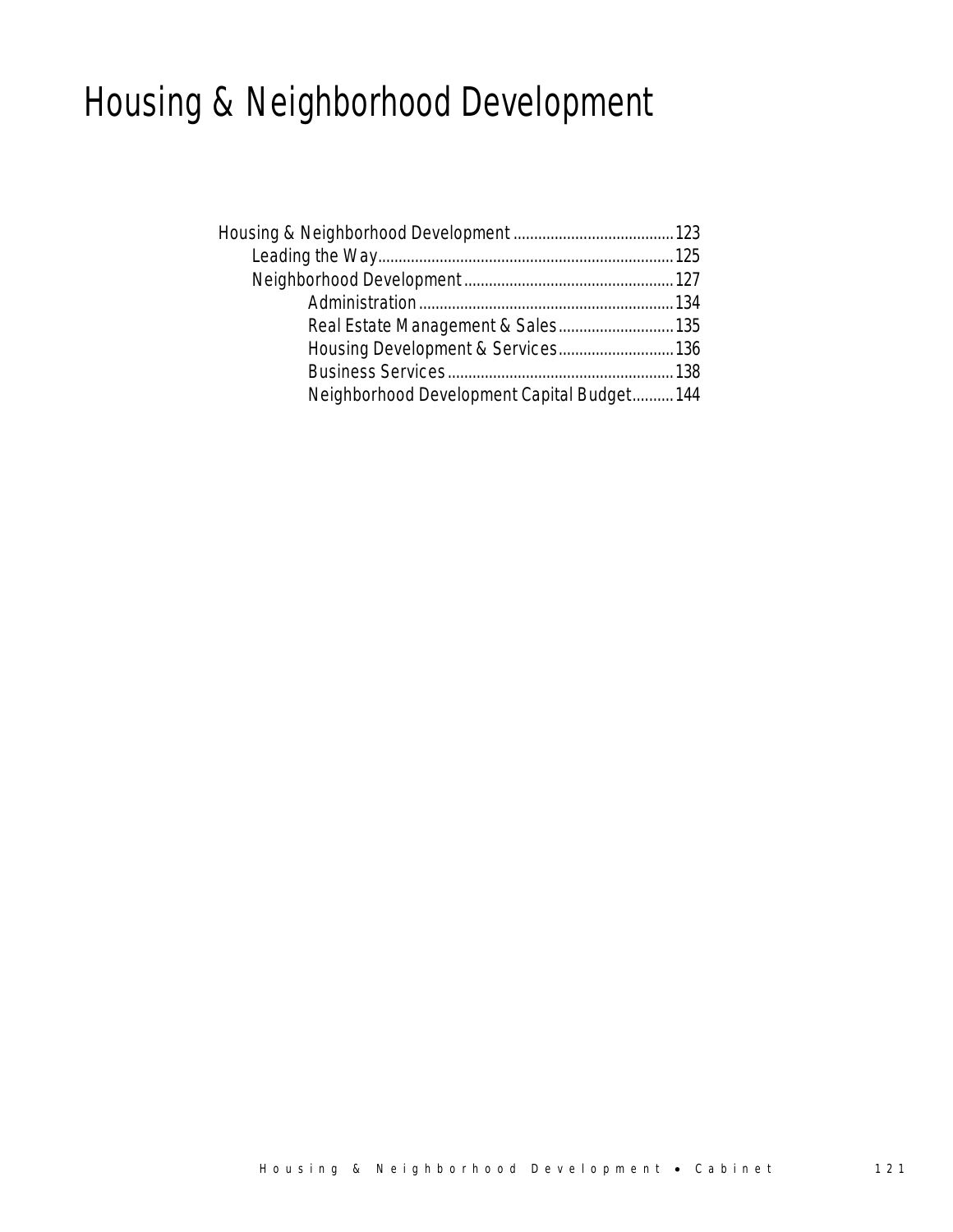# Housing & Neighborhood Development

- Housing & Neighborhood Development ....................................... 123
  - Leading the Way ....................................................................... 125
  - Neighborhood Development ................................................... 127
    - Administration ............................................................. 134
    - Real Estate Management & Sales ............................ 135
    - Housing Development & Services ............................ 136
    - Business Services ....................................................... 138
    - Neighborhood Development Capital Budget .......... 144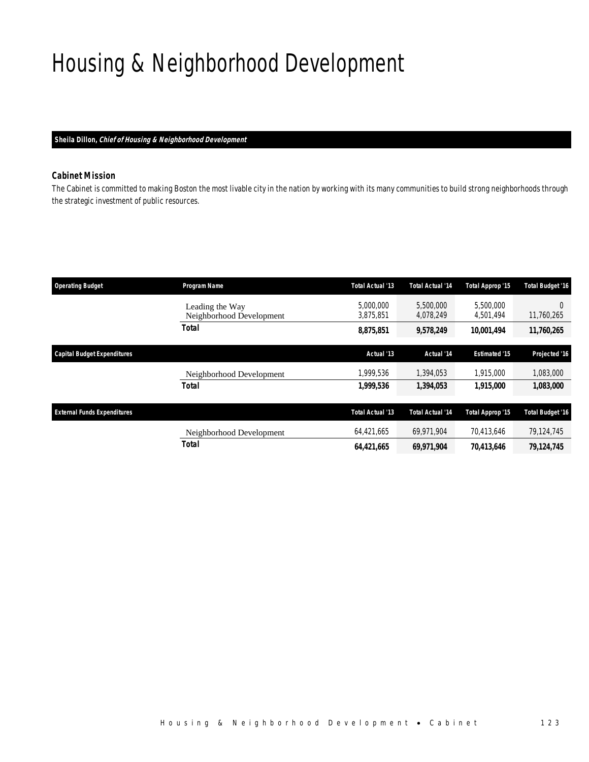# Housing & Neighborhood Development

**Sheila Dillon, *Chief of Housing & Neighborhood Development***

### Cabinet Mission

*The Cabinet is committed to making Boston the most livable city in the nation by working with its many communities to build strong neighborhoods through the strategic investment of public resources.*

| Operating Budget | Program Name | Total Actual '13 | Total Actual '14 | Total Approp '15 | Total Budget '16 |
|---|---|---|---|---|---|
| | Leading the Way | 5,000,000 | 5,500,000 | 5,500,000 | 0 |
| | Neighborhood Development | 3,875,851 | 4,078,249 | 4,501,494 | 11,760,265 |
| | **Total** | **8,875,851** | **9,578,249** | **10,001,494** | **11,760,265** |

| Capital Budget Expenditures | | Actual '13 | Actual '14 | Estimated '15 | Projected '16 |
|---|---|---|---|---|---|
| | Neighborhood Development | 1,999,536 | 1,394,053 | 1,915,000 | 1,083,000 |
| | **Total** | **1,999,536** | **1,394,053** | **1,915,000** | **1,083,000** |

| External Funds Expenditures | | Total Actual '13 | Total Actual '14 | Total Approp '15 | Total Budget '16 |
|---|---|---|---|---|---|
| | Neighborhood Development | 64,421,665 | 69,971,904 | 70,413,646 | 79,124,745 |
| | **Total** | **64,421,665** | **69,971,904** | **70,413,646** | **79,124,745** |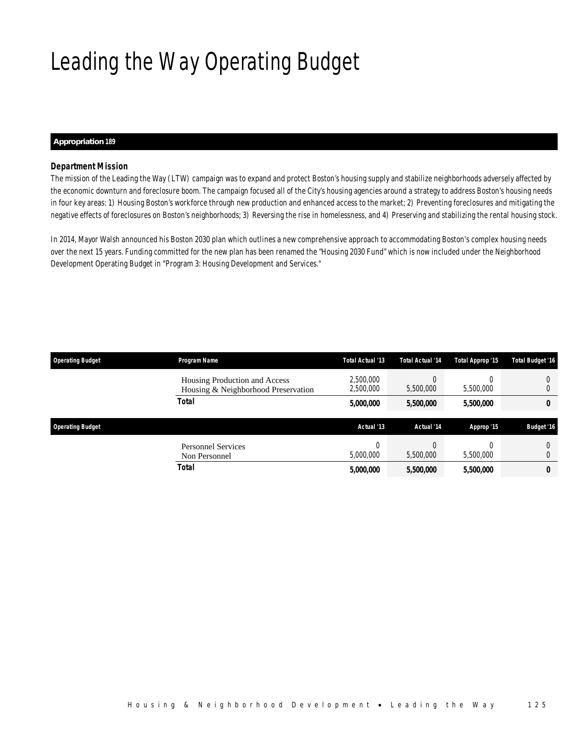# Leading the Way Operating Budget

**Appropriation 189**

### *Department Mission*

*The mission of the Leading the Way (LTW) campaign was to expand and protect Boston's housing supply and stabilize neighborhoods adversely affected by the economic downturn and foreclosure boom. The campaign focused all of the City's housing agencies around a strategy to address Boston's housing needs in four key areas: 1) Housing Boston's workforce through new production and enhanced access to the market; 2) Preventing foreclosures and mitigating the negative effects of foreclosures on Boston's neighborhoods; 3) Reversing the rise in homelessness, and 4) Preserving and stabilizing the rental housing stock.*

*In 2014, Mayor Walsh announced his Boston 2030 plan which outlines a new comprehensive approach to accommodating Boston's complex housing needs over the next 15 years. Funding committed for the new plan has been renamed the "Housing 2030 Fund" which is now included under the Neighborhood Development Operating Budget in "Program 3: Housing Development and Services."*

| Operating Budget | Program Name | Total Actual '13 | Total Actual '14 | Total Approp '15 | Total Budget '16 |
|---|---|---|---|---|---|
| | Housing Production and Access | 2,500,000 | 0 | 0 | 0 |
| | Housing & Neighborhood Preservation | 2,500,000 | 5,500,000 | 5,500,000 | 0 |
| | **Total** | **5,000,000** | **5,500,000** | **5,500,000** | **0** |

| Operating Budget | | Actual '13 | Actual '14 | Approp '15 | Budget '16 |
|---|---|---|---|---|---|
| | Personnel Services | 0 | 0 | 0 | 0 |
| | Non Personnel | 5,000,000 | 5,500,000 | 5,500,000 | 0 |
| | **Total** | **5,000,000** | **5,500,000** | **5,500,000** | **0** |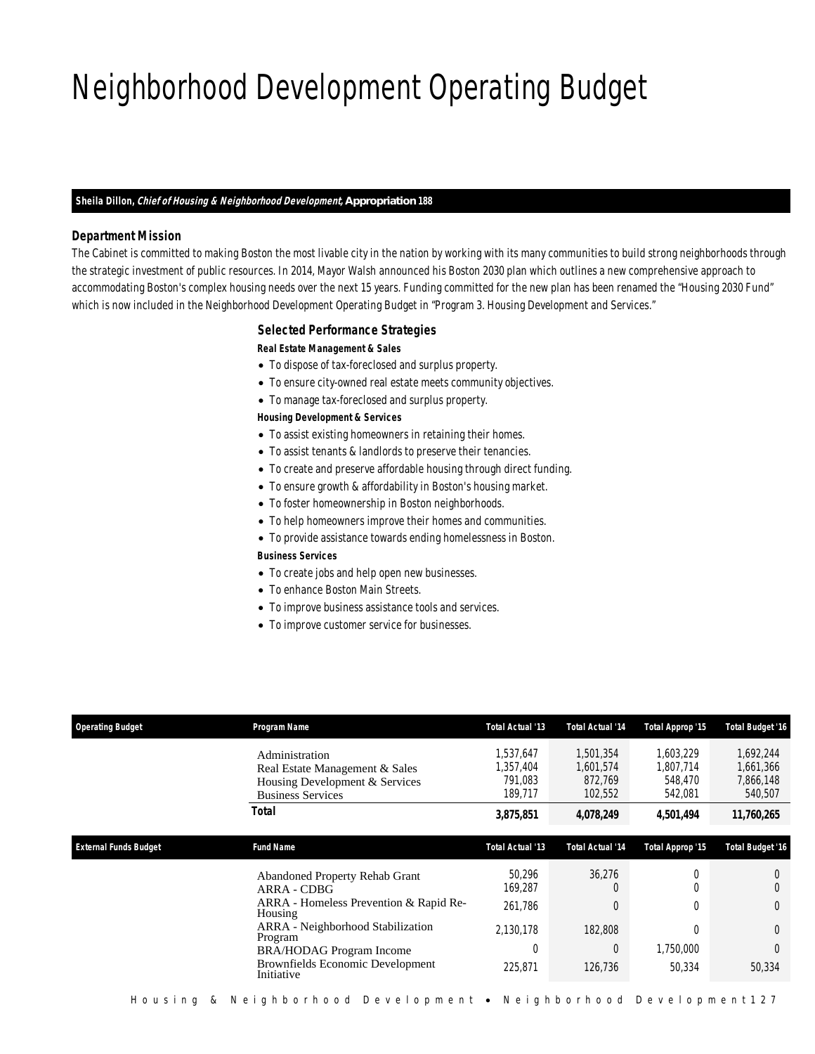# Neighborhood Development Operating Budget

**Sheila Dillon, *Chief of Housing & Neighborhood Development*, Appropriation 188**

### Department Mission

The Cabinet is committed to making Boston the most livable city in the nation by working with its many communities to build strong neighborhoods through the strategic investment of public resources. In 2014, Mayor Walsh announced his Boston 2030 plan which outlines a new comprehensive approach to accommodating Boston's complex housing needs over the next 15 years. Funding committed for the new plan has been renamed the "Housing 2030 Fund" which is now included in the Neighborhood Development Operating Budget in "Program 3. Housing Development and Services."

### Selected Performance Strategies

**Real Estate Management & Sales**

- To dispose of tax-foreclosed and surplus property.
- To ensure city-owned real estate meets community objectives.
- To manage tax-foreclosed and surplus property.

**Housing Development & Services**

- To assist existing homeowners in retaining their homes.
- To assist tenants & landlords to preserve their tenancies.
- To create and preserve affordable housing through direct funding.
- To ensure growth & affordability in Boston's housing market.
- To foster homeownership in Boston neighborhoods.
- To help homeowners improve their homes and communities.
- To provide assistance towards ending homelessness in Boston.

**Business Services**

- To create jobs and help open new businesses.
- To enhance Boston Main Streets.
- To improve business assistance tools and services.
- To improve customer service for businesses.

| Operating Budget | Program Name | Total Actual '13 | Total Actual '14 | Total Approp '15 | Total Budget '16 |
|---|---|---|---|---|---|
| | Administration | 1,537,647 | 1,501,354 | 1,603,229 | 1,692,244 |
| | Real Estate Management & Sales | 1,357,404 | 1,601,574 | 1,807,714 | 1,661,366 |
| | Housing Development & Services | 791,083 | 872,769 | 548,470 | 7,866,148 |
| | Business Services | 189,717 | 102,552 | 542,081 | 540,507 |
| | **Total** | **3,875,851** | **4,078,249** | **4,501,494** | **11,760,265** |

| External Funds Budget | Fund Name | Total Actual '13 | Total Actual '14 | Total Approp '15 | Total Budget '16 |
|---|---|---|---|---|---|
| | Abandoned Property Rehab Grant | 50,296 | 36,276 | 0 | 0 |
| | ARRA - CDBG | 169,287 | 0 | 0 | 0 |
| | ARRA - Homeless Prevention & Rapid Re-Housing | 261,786 | 0 | 0 | 0 |
| | ARRA - Neighborhood Stabilization Program | 2,130,178 | 182,808 | 0 | 0 |
| | BRA/HODAG Program Income | 0 | 0 | 1,750,000 | 0 |
| | Brownfields Economic Development Initiative | 225,871 | 126,736 | 50,334 | 50,334 |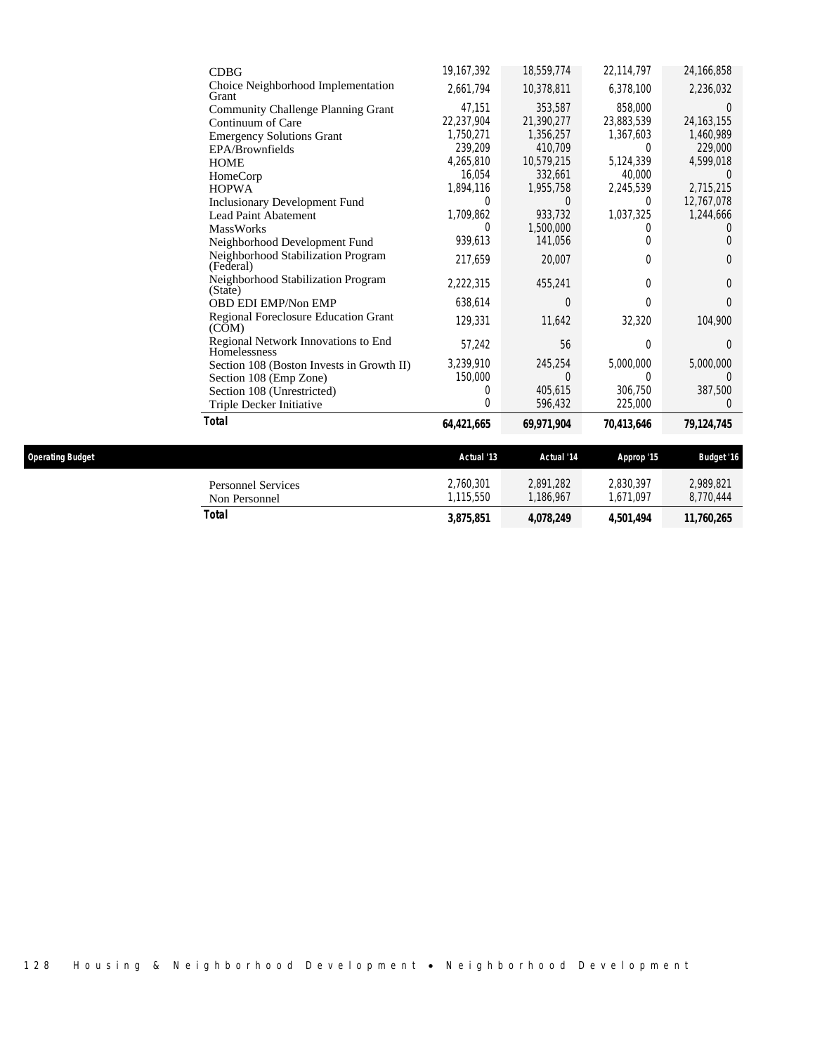| | | | | |
|---|---|---|---|---|
| CDBG | 19,167,392 | 18,559,774 | 22,114,797 | 24,166,858 |
| Choice Neighborhood Implementation Grant | 2,661,794 | 10,378,811 | 6,378,100 | 2,236,032 |
| Community Challenge Planning Grant | 47,151 | 353,587 | 858,000 | 0 |
| Continuum of Care | 22,237,904 | 21,390,277 | 23,883,539 | 24,163,155 |
| Emergency Solutions Grant | 1,750,271 | 1,356,257 | 1,367,603 | 1,460,989 |
| EPA/Brownfields | 239,209 | 410,709 | 0 | 229,000 |
| HOME | 4,265,810 | 10,579,215 | 5,124,339 | 4,599,018 |
| HomeCorp | 16,054 | 332,661 | 40,000 | 0 |
| HOPWA | 1,894,116 | 1,955,758 | 2,245,539 | 2,715,215 |
| Inclusionary Development Fund | 0 | 0 | 0 | 12,767,078 |
| Lead Paint Abatement | 1,709,862 | 933,732 | 1,037,325 | 1,244,666 |
| MassWorks | 0 | 1,500,000 | 0 | 0 |
| Neighborhood Development Fund | 939,613 | 141,056 | 0 | 0 |
| Neighborhood Stabilization Program (Federal) | 217,659 | 20,007 | 0 | 0 |
| Neighborhood Stabilization Program (State) | 2,222,315 | 455,241 | 0 | 0 |
| OBD EDI EMP/Non EMP | 638,614 | 0 | 0 | 0 |
| Regional Foreclosure Education Grant (COM) | 129,331 | 11,642 | 32,320 | 104,900 |
| Regional Network Innovations to End Homelessness | 57,242 | 56 | 0 | 0 |
| Section 108 (Boston Invests in Growth II) | 3,239,910 | 245,254 | 5,000,000 | 5,000,000 |
| Section 108 (Emp Zone) | 150,000 | 0 | 0 | 0 |
| Section 108 (Unrestricted) | 0 | 405,615 | 306,750 | 387,500 |
| Triple Decker Initiative | 0 | 596,432 | 225,000 | 0 |
| **Total** | **64,421,665** | **69,971,904** | **70,413,646** | **79,124,745** |

| Operating Budget | Actual '13 | Actual '14 | Approp '15 | Budget '16 |
|---|---|---|---|---|
| Personnel Services | 2,760,301 | 2,891,282 | 2,830,397 | 2,989,821 |
| Non Personnel | 1,115,550 | 1,186,967 | 1,671,097 | 8,770,444 |
| **Total** | **3,875,851** | **4,078,249** | **4,501,494** | **11,760,265** |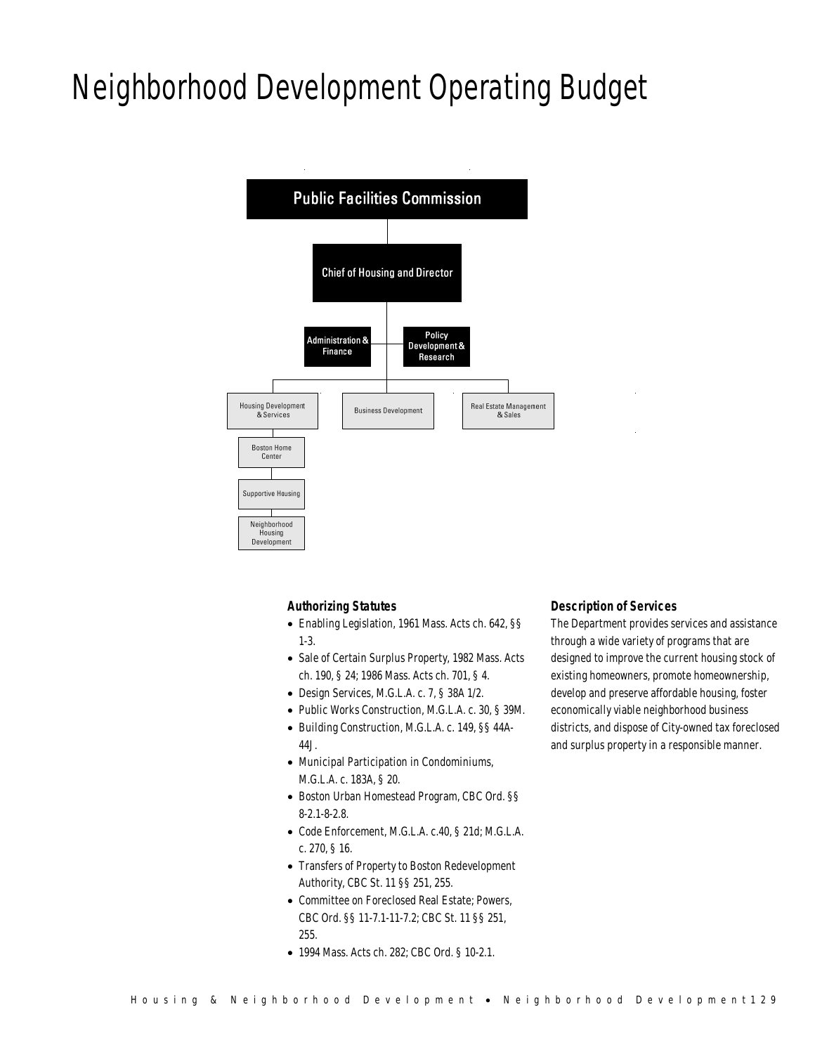# Neighborhood Development Operating Budget

Public Facilities Commission

Chief of Housing and Director

Administration & Finance

Policy Development & Research

Housing Development & Services

Business Development

Real Estate Management & Sales

Boston Home Center

Supportive Housing

Neighborhood Housing Development

### Authorizing Statutes

- Enabling Legislation, 1961 Mass. Acts ch. 642, §§ 1-3.
- Sale of Certain Surplus Property, 1982 Mass. Acts ch. 190, § 24; 1986 Mass. Acts ch. 701, § 4.
- Design Services, M.G.L.A. c. 7, § 38A 1/2.
- Public Works Construction, M.G.L.A. c. 30, § 39M.
- Building Construction, M.G.L.A. c. 149, §§ 44A-44J.
- Municipal Participation in Condominiums, M.G.L.A. c. 183A, § 20.
- Boston Urban Homestead Program, CBC Ord. §§ 8-2.1-8-2.8.
- Code Enforcement, M.G.L.A. c.40, § 21d; M.G.L.A. c. 270, § 16.
- Transfers of Property to Boston Redevelopment Authority, CBC St. 11 §§ 251, 255.
- Committee on Foreclosed Real Estate; Powers, CBC Ord. §§ 11-7.1-11-7.2; CBC St. 11 §§ 251, 255.
- 1994 Mass. Acts ch. 282; CBC Ord. § 10-2.1.

### Description of Services

The Department provides services and assistance through a wide variety of programs that are designed to improve the current housing stock of existing homeowners, promote homeownership, develop and preserve affordable housing, foster economically viable neighborhood business districts, and dispose of City-owned tax foreclosed and surplus property in a responsible manner.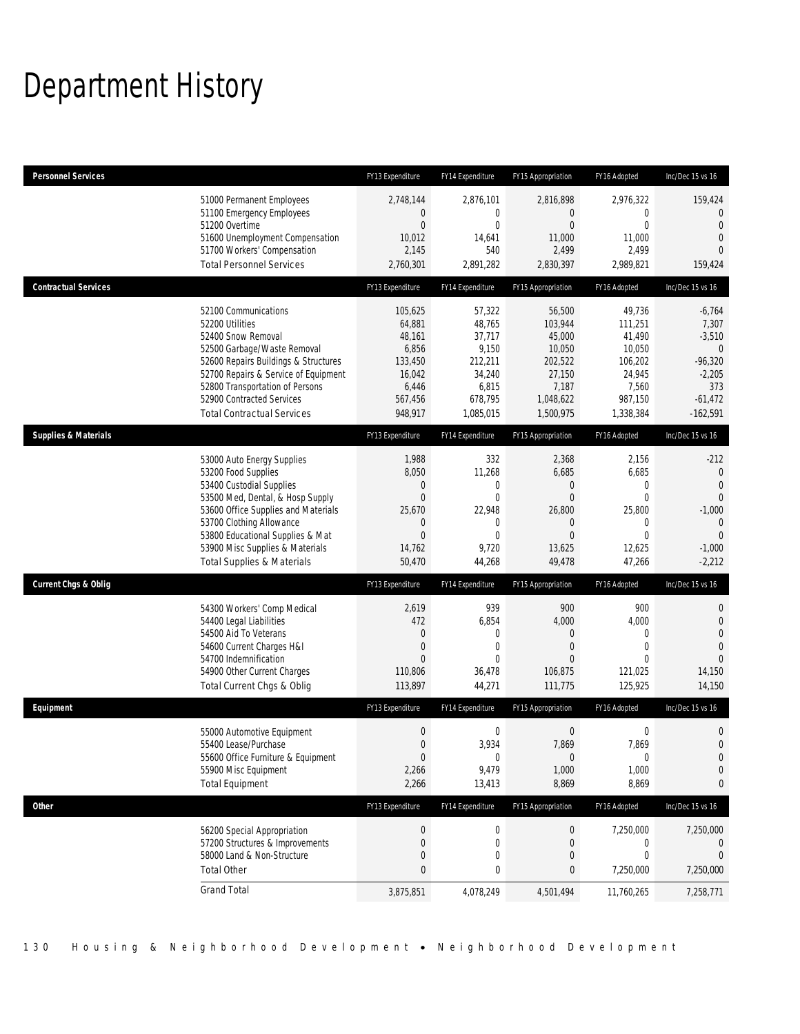# Department History

| Personnel Services | FY13 Expenditure | FY14 Expenditure | FY15 Appropriation | FY16 Adopted | Inc/Dec 15 vs 16 |
|---|---|---|---|---|---|
| 51000 Permanent Employees | 2,748,144 | 2,876,101 | 2,816,898 | 2,976,322 | 159,424 |
| 51100 Emergency Employees | 0 | 0 | 0 | 0 | 0 |
| 51200 Overtime | 0 | 0 | 0 | 0 | 0 |
| 51600 Unemployment Compensation | 10,012 | 14,641 | 11,000 | 11,000 | 0 |
| 51700 Workers' Compensation | 2,145 | 540 | 2,499 | 2,499 | 0 |
| Total Personnel Services | 2,760,301 | 2,891,282 | 2,830,397 | 2,989,821 | 159,424 |

| Contractual Services | FY13 Expenditure | FY14 Expenditure | FY15 Appropriation | FY16 Adopted | Inc/Dec 15 vs 16 |
|---|---|---|---|---|---|
| 52100 Communications | 105,625 | 57,322 | 56,500 | 49,736 | -6,764 |
| 52200 Utilities | 64,881 | 48,765 | 103,944 | 111,251 | 7,307 |
| 52400 Snow Removal | 48,161 | 37,717 | 45,000 | 41,490 | -3,510 |
| 52500 Garbage/Waste Removal | 6,856 | 9,150 | 10,050 | 10,050 | 0 |
| 52600 Repairs Buildings & Structures | 133,450 | 212,211 | 202,522 | 106,202 | -96,320 |
| 52700 Repairs & Service of Equipment | 16,042 | 34,240 | 27,150 | 24,945 | -2,205 |
| 52800 Transportation of Persons | 6,446 | 6,815 | 7,187 | 7,560 | 373 |
| 52900 Contracted Services | 567,456 | 678,795 | 1,048,622 | 987,150 | -61,472 |
| Total Contractual Services | 948,917 | 1,085,015 | 1,500,975 | 1,338,384 | -162,591 |

| Supplies & Materials | FY13 Expenditure | FY14 Expenditure | FY15 Appropriation | FY16 Adopted | Inc/Dec 15 vs 16 |
|---|---|---|---|---|---|
| 53000 Auto Energy Supplies | 1,988 | 332 | 2,368 | 2,156 | -212 |
| 53200 Food Supplies | 8,050 | 11,268 | 6,685 | 6,685 | 0 |
| 53400 Custodial Supplies | 0 | 0 | 0 | 0 | 0 |
| 53500 Med, Dental, & Hosp Supply | 0 | 0 | 0 | 0 | 0 |
| 53600 Office Supplies and Materials | 25,670 | 22,948 | 26,800 | 25,800 | -1,000 |
| 53700 Clothing Allowance | 0 | 0 | 0 | 0 | 0 |
| 53800 Educational Supplies & Mat | 0 | 0 | 0 | 0 | 0 |
| 53900 Misc Supplies & Materials | 14,762 | 9,720 | 13,625 | 12,625 | -1,000 |
| Total Supplies & Materials | 50,470 | 44,268 | 49,478 | 47,266 | -2,212 |

| Current Chgs & Oblig | FY13 Expenditure | FY14 Expenditure | FY15 Appropriation | FY16 Adopted | Inc/Dec 15 vs 16 |
|---|---|---|---|---|---|
| 54300 Workers' Comp Medical | 2,619 | 939 | 900 | 900 | 0 |
| 54400 Legal Liabilities | 472 | 6,854 | 4,000 | 4,000 | 0 |
| 54500 Aid To Veterans | 0 | 0 | 0 | 0 | 0 |
| 54600 Current Charges H&I | 0 | 0 | 0 | 0 | 0 |
| 54700 Indemnification | 0 | 0 | 0 | 0 | 0 |
| 54900 Other Current Charges | 110,806 | 36,478 | 106,875 | 121,025 | 14,150 |
| Total Current Chgs & Oblig | 113,897 | 44,271 | 111,775 | 125,925 | 14,150 |

| Equipment | FY13 Expenditure | FY14 Expenditure | FY15 Appropriation | FY16 Adopted | Inc/Dec 15 vs 16 |
|---|---|---|---|---|---|
| 55000 Automotive Equipment | 0 | 0 | 0 | 0 | 0 |
| 55400 Lease/Purchase | 0 | 3,934 | 7,869 | 7,869 | 0 |
| 55600 Office Furniture & Equipment | 0 | 0 | 0 | 0 | 0 |
| 55900 Misc Equipment | 2,266 | 9,479 | 1,000 | 1,000 | 0 |
| Total Equipment | 2,266 | 13,413 | 8,869 | 8,869 | 0 |

| Other | FY13 Expenditure | FY14 Expenditure | FY15 Appropriation | FY16 Adopted | Inc/Dec 15 vs 16 |
|---|---|---|---|---|---|
| 56200 Special Appropriation | 0 | 0 | 0 | 7,250,000 | 7,250,000 |
| 57200 Structures & Improvements | 0 | 0 | 0 | 0 | 0 |
| 58000 Land & Non-Structure | 0 | 0 | 0 | 0 | 0 |
| Total Other | 0 | 0 | 0 | 7,250,000 | 7,250,000 |
| Grand Total | 3,875,851 | 4,078,249 | 4,501,494 | 11,760,265 | 7,258,771 |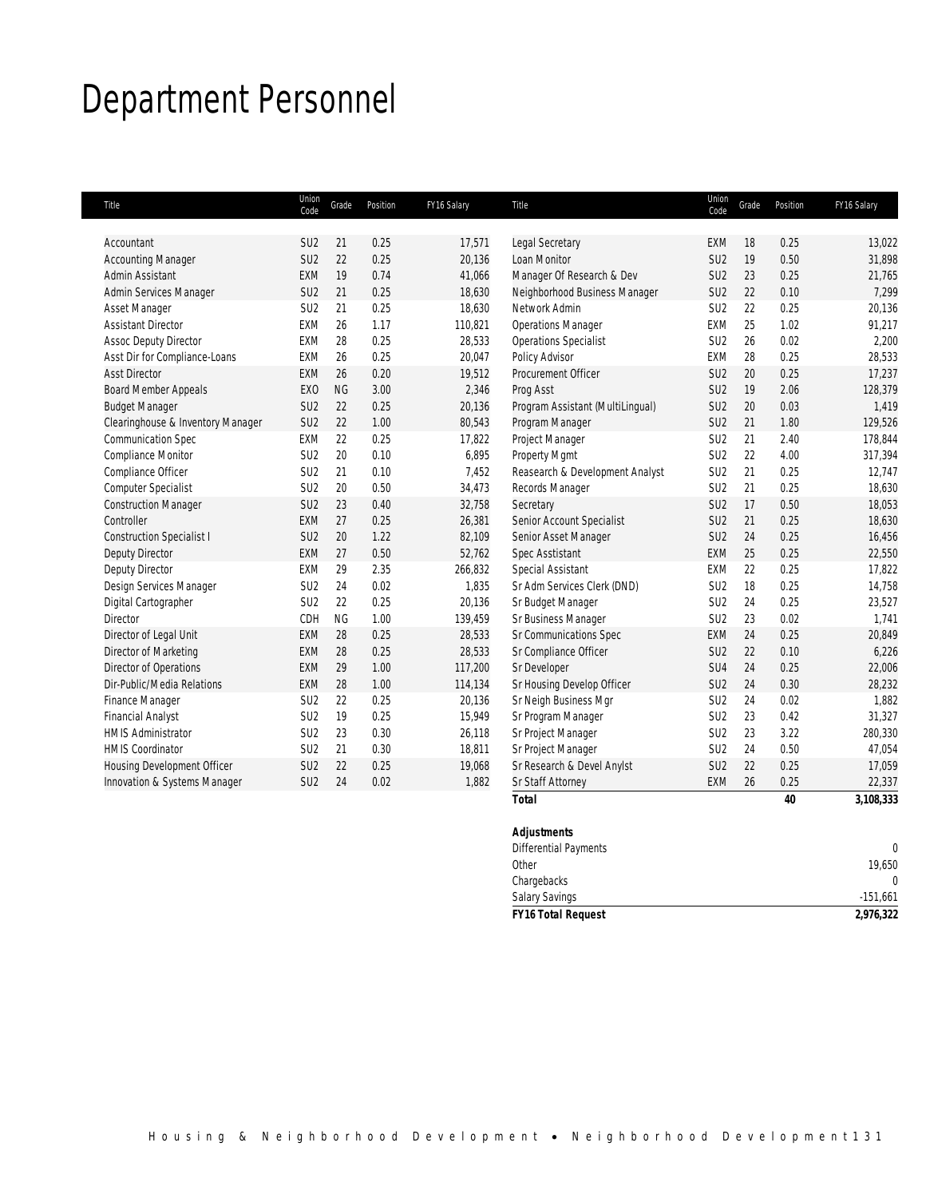# Department Personnel

| Title | Union Code | Grade | Position | FY16 Salary |
|---|---|---|---|---|
| Accountant | SU2 | 21 | 0.25 | 17,571 |
| Accounting Manager | SU2 | 22 | 0.25 | 20,136 |
| Admin Assistant | EXM | 19 | 0.74 | 41,066 |
| Admin Services Manager | SU2 | 21 | 0.25 | 18,630 |
| Asset Manager | SU2 | 21 | 0.25 | 18,630 |
| Assistant Director | EXM | 26 | 1.17 | 110,821 |
| Assoc Deputy Director | EXM | 28 | 0.25 | 28,533 |
| Asst Dir for Compliance-Loans | EXM | 26 | 0.25 | 20,047 |
| Asst Director | EXM | 26 | 0.20 | 19,512 |
| Board Member Appeals | EXO | NG | 3.00 | 2,346 |
| Budget Manager | SU2 | 22 | 0.25 | 20,136 |
| Clearinghouse & Inventory Manager | SU2 | 22 | 1.00 | 80,543 |
| Communication Spec | EXM | 22 | 0.25 | 17,822 |
| Compliance Monitor | SU2 | 20 | 0.10 | 6,895 |
| Compliance Officer | SU2 | 21 | 0.10 | 7,452 |
| Computer Specialist | SU2 | 20 | 0.50 | 34,473 |
| Construction Manager | SU2 | 23 | 0.40 | 32,758 |
| Controller | EXM | 27 | 0.25 | 26,381 |
| Construction Specialist I | SU2 | 20 | 1.22 | 82,109 |
| Deputy Director | EXM | 27 | 0.50 | 52,762 |
| Deputy Director | EXM | 29 | 2.35 | 266,832 |
| Design Services Manager | SU2 | 24 | 0.02 | 1,835 |
| Digital Cartographer | SU2 | 22 | 0.25 | 20,136 |
| Director | CDH | NG | 1.00 | 139,459 |
| Director of Legal Unit | EXM | 28 | 0.25 | 28,533 |
| Director of Marketing | EXM | 28 | 0.25 | 28,533 |
| Director of Operations | EXM | 29 | 1.00 | 117,200 |
| Dir-Public/Media Relations | EXM | 28 | 1.00 | 114,134 |
| Finance Manager | SU2 | 22 | 0.25 | 20,136 |
| Financial Analyst | SU2 | 19 | 0.25 | 15,949 |
| HMIS Administrator | SU2 | 23 | 0.30 | 26,118 |
| HMIS Coordinator | SU2 | 21 | 0.30 | 18,811 |
| Housing Development Officer | SU2 | 22 | 0.25 | 19,068 |
| Innovation & Systems Manager | SU2 | 24 | 0.02 | 1,882 |
| Legal Secretary | EXM | 18 | 0.25 | 13,022 |
| Loan Monitor | SU2 | 19 | 0.50 | 31,898 |
| Manager Of Research & Dev | SU2 | 23 | 0.25 | 21,765 |
| Neighborhood Business Manager | SU2 | 22 | 0.10 | 7,299 |
| Network Admin | SU2 | 22 | 0.25 | 20,136 |
| Operations Manager | EXM | 25 | 1.02 | 91,217 |
| Operations Specialist | SU2 | 26 | 0.02 | 2,200 |
| Policy Advisor | EXM | 28 | 0.25 | 28,533 |
| Procurement Officer | SU2 | 20 | 0.25 | 17,237 |
| Prog Asst | SU2 | 19 | 2.06 | 128,379 |
| Program Assistant (MultiLingual) | SU2 | 20 | 0.03 | 1,419 |
| Program Manager | SU2 | 21 | 1.80 | 129,526 |
| Project Manager | SU2 | 21 | 2.40 | 178,844 |
| Property Mgmt | SU2 | 22 | 4.00 | 317,394 |
| Reasearch & Development Analyst | SU2 | 21 | 0.25 | 12,747 |
| Records Manager | SU2 | 21 | 0.25 | 18,630 |
| Secretary | SU2 | 17 | 0.50 | 18,053 |
| Senior Account Specialist | SU2 | 21 | 0.25 | 18,630 |
| Senior Asset Manager | SU2 | 24 | 0.25 | 16,456 |
| Spec Asstistant | EXM | 25 | 0.25 | 22,550 |
| Special Assistant | EXM | 22 | 0.25 | 17,822 |
| Sr Adm Services Clerk (DND) | SU2 | 18 | 0.25 | 14,758 |
| Sr Budget Manager | SU2 | 24 | 0.25 | 23,527 |
| Sr Business Manager | SU2 | 23 | 0.02 | 1,741 |
| Sr Communications Spec | EXM | 24 | 0.25 | 20,849 |
| Sr Compliance Officer | SU2 | 22 | 0.10 | 6,226 |
| Sr Developer | SU4 | 24 | 0.25 | 22,006 |
| Sr Housing Develop Officer | SU2 | 24 | 0.30 | 28,232 |
| Sr Neigh Business Mgr | SU2 | 24 | 0.02 | 1,882 |
| Sr Program Manager | SU2 | 23 | 0.42 | 31,327 |
| Sr Project Manager | SU2 | 23 | 3.22 | 280,330 |
| Sr Project Manager | SU2 | 24 | 0.50 | 47,054 |
| Sr Research & Devel Anylst | SU2 | 22 | 0.25 | 17,059 |
| Sr Staff Attorney | EXM | 26 | 0.25 | 22,337 |
| **Total** | | | **40** | **3,108,333** |

| **Adjustments** | |
|---|---|
| Differential Payments | 0 |
| Other | 19,650 |
| Chargebacks | 0 |
| Salary Savings | -151,661 |
| **FY16 Total Request** | **2,976,322** |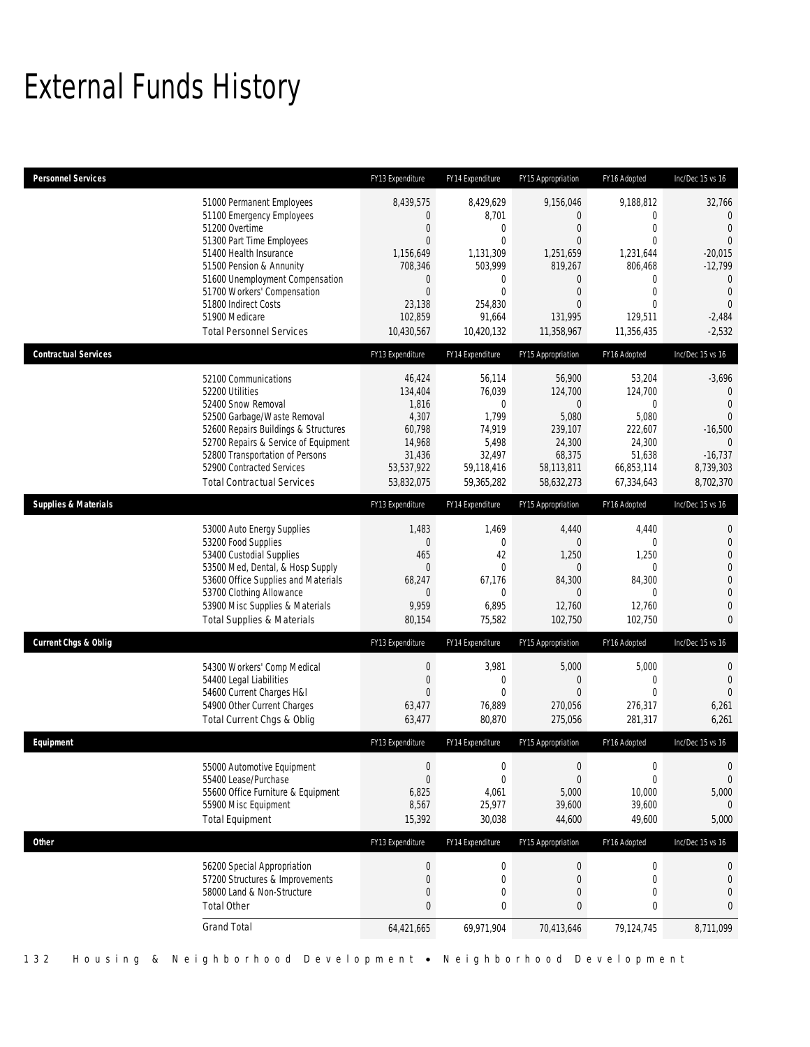# External Funds History

| Personnel Services | FY13 Expenditure | FY14 Expenditure | FY15 Appropriation | FY16 Adopted | Inc/Dec 15 vs 16 |
|---|---|---|---|---|---|
| 51000 Permanent Employees | 8,439,575 | 8,429,629 | 9,156,046 | 9,188,812 | 32,766 |
| 51100 Emergency Employees | 0 | 8,701 | 0 | 0 | 0 |
| 51200 Overtime | 0 | 0 | 0 | 0 | 0 |
| 51300 Part Time Employees | 0 | 0 | 0 | 0 | 0 |
| 51400 Health Insurance | 1,156,649 | 1,131,309 | 1,251,659 | 1,231,644 | -20,015 |
| 51500 Pension & Annunity | 708,346 | 503,999 | 819,267 | 806,468 | -12,799 |
| 51600 Unemployment Compensation | 0 | 0 | 0 | 0 | 0 |
| 51700 Workers' Compensation | 0 | 0 | 0 | 0 | 0 |
| 51800 Indirect Costs | 23,138 | 254,830 | 0 | 0 | 0 |
| 51900 Medicare | 102,859 | 91,664 | 131,995 | 129,511 | -2,484 |
| Total Personnel Services | 10,430,567 | 10,420,132 | 11,358,967 | 11,356,435 | -2,532 |

| Contractual Services | FY13 Expenditure | FY14 Expenditure | FY15 Appropriation | FY16 Adopted | Inc/Dec 15 vs 16 |
|---|---|---|---|---|---|
| 52100 Communications | 46,424 | 56,114 | 56,900 | 53,204 | -3,696 |
| 52200 Utilities | 134,404 | 76,039 | 124,700 | 124,700 | 0 |
| 52400 Snow Removal | 1,816 | 0 | 0 | 0 | 0 |
| 52500 Garbage/Waste Removal | 4,307 | 1,799 | 5,080 | 5,080 | 0 |
| 52600 Repairs Buildings & Structures | 60,798 | 74,919 | 239,107 | 222,607 | -16,500 |
| 52700 Repairs & Service of Equipment | 14,968 | 5,498 | 24,300 | 24,300 | 0 |
| 52800 Transportation of Persons | 31,436 | 32,497 | 68,375 | 51,638 | -16,737 |
| 52900 Contracted Services | 53,537,922 | 59,118,416 | 58,113,811 | 66,853,114 | 8,739,303 |
| Total Contractual Services | 53,832,075 | 59,365,282 | 58,632,273 | 67,334,643 | 8,702,370 |

| Supplies & Materials | FY13 Expenditure | FY14 Expenditure | FY15 Appropriation | FY16 Adopted | Inc/Dec 15 vs 16 |
|---|---|---|---|---|---|
| 53000 Auto Energy Supplies | 1,483 | 1,469 | 4,440 | 4,440 | 0 |
| 53200 Food Supplies | 0 | 0 | 0 | 0 | 0 |
| 53400 Custodial Supplies | 465 | 42 | 1,250 | 1,250 | 0 |
| 53500 Med, Dental, & Hosp Supply | 0 | 0 | 0 | 0 | 0 |
| 53600 Office Supplies and Materials | 68,247 | 67,176 | 84,300 | 84,300 | 0 |
| 53700 Clothing Allowance | 0 | 0 | 0 | 0 | 0 |
| 53900 Misc Supplies & Materials | 9,959 | 6,895 | 12,760 | 12,760 | 0 |
| Total Supplies & Materials | 80,154 | 75,582 | 102,750 | 102,750 | 0 |

| Current Chgs & Oblig | FY13 Expenditure | FY14 Expenditure | FY15 Appropriation | FY16 Adopted | Inc/Dec 15 vs 16 |
|---|---|---|---|---|---|
| 54300 Workers' Comp Medical | 0 | 3,981 | 5,000 | 5,000 | 0 |
| 54400 Legal Liabilities | 0 | 0 | 0 | 0 | 0 |
| 54600 Current Charges H&I | 0 | 0 | 0 | 0 | 0 |
| 54900 Other Current Charges | 63,477 | 76,889 | 270,056 | 276,317 | 6,261 |
| Total Current Chgs & Oblig | 63,477 | 80,870 | 275,056 | 281,317 | 6,261 |

| Equipment | FY13 Expenditure | FY14 Expenditure | FY15 Appropriation | FY16 Adopted | Inc/Dec 15 vs 16 |
|---|---|---|---|---|---|
| 55000 Automotive Equipment | 0 | 0 | 0 | 0 | 0 |
| 55400 Lease/Purchase | 0 | 0 | 0 | 0 | 0 |
| 55600 Office Furniture & Equipment | 6,825 | 4,061 | 5,000 | 10,000 | 5,000 |
| 55900 Misc Equipment | 8,567 | 25,977 | 39,600 | 39,600 | 0 |
| Total Equipment | 15,392 | 30,038 | 44,600 | 49,600 | 5,000 |

| Other | FY13 Expenditure | FY14 Expenditure | FY15 Appropriation | FY16 Adopted | Inc/Dec 15 vs 16 |
|---|---|---|---|---|---|
| 56200 Special Appropriation | 0 | 0 | 0 | 0 | 0 |
| 57200 Structures & Improvements | 0 | 0 | 0 | 0 | 0 |
| 58000 Land & Non-Structure | 0 | 0 | 0 | 0 | 0 |
| Total Other | 0 | 0 | 0 | 0 | 0 |
| Grand Total | 64,421,665 | 69,971,904 | 70,413,646 | 79,124,745 | 8,711,099 |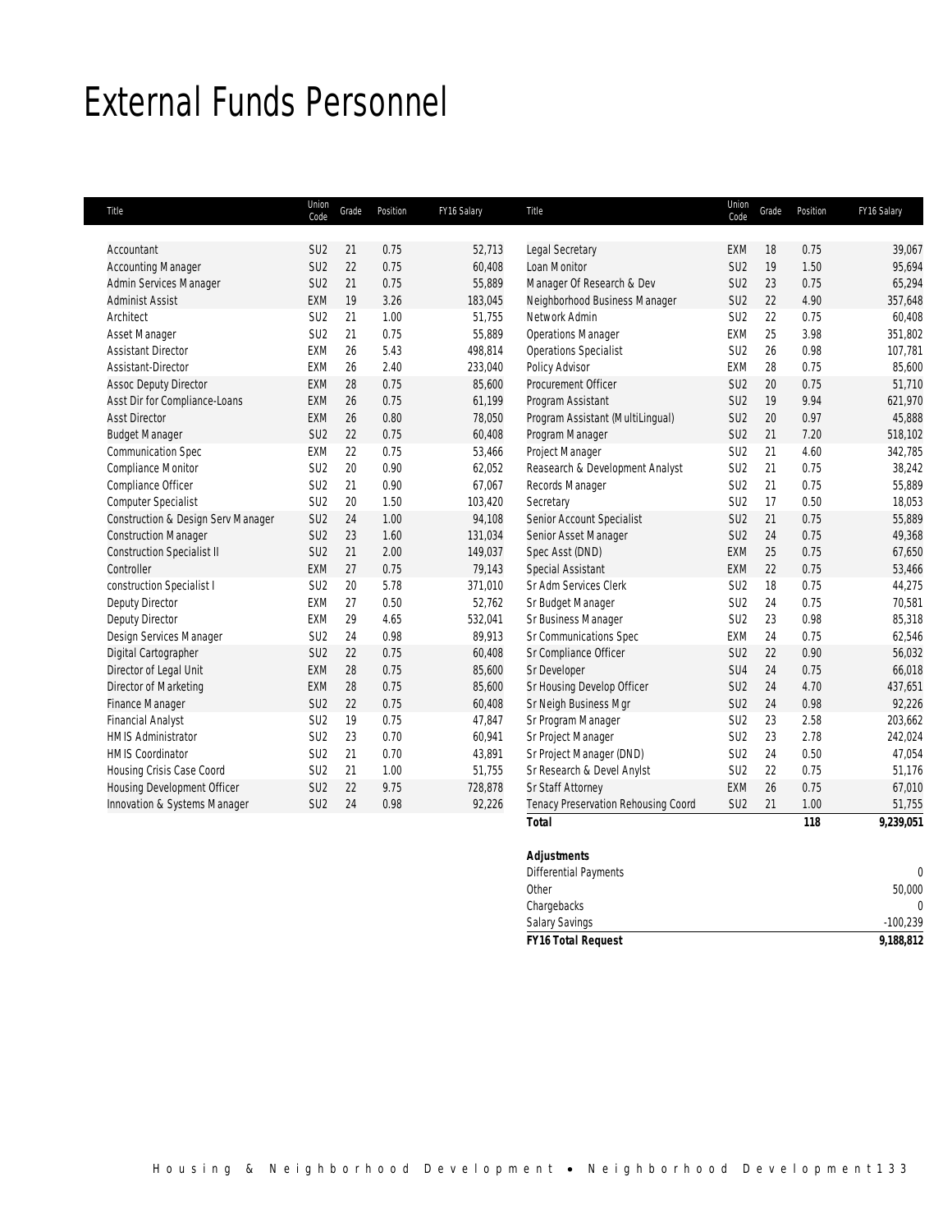# External Funds Personnel

| Title | Union Code | Grade | Position | FY16 Salary |
|---|---|---|---|---|
| Accountant | SU2 | 21 | 0.75 | 52,713 |
| Accounting Manager | SU2 | 22 | 0.75 | 60,408 |
| Admin Services Manager | SU2 | 21 | 0.75 | 55,889 |
| Administ Assist | EXM | 19 | 3.26 | 183,045 |
| Architect | SU2 | 21 | 1.00 | 51,755 |
| Asset Manager | SU2 | 21 | 0.75 | 55,889 |
| Assistant Director | EXM | 26 | 5.43 | 498,814 |
| Assistant-Director | EXM | 26 | 2.40 | 233,040 |
| Assoc Deputy Director | EXM | 28 | 0.75 | 85,600 |
| Asst Dir for Compliance-Loans | EXM | 26 | 0.75 | 61,199 |
| Asst Director | EXM | 26 | 0.80 | 78,050 |
| Budget Manager | SU2 | 22 | 0.75 | 60,408 |
| Communication Spec | EXM | 22 | 0.75 | 53,466 |
| Compliance Monitor | SU2 | 20 | 0.90 | 62,052 |
| Compliance Officer | SU2 | 21 | 0.90 | 67,067 |
| Computer Specialist | SU2 | 20 | 1.50 | 103,420 |
| Construction & Design Serv Manager | SU2 | 24 | 1.00 | 94,108 |
| Construction Manager | SU2 | 23 | 1.60 | 131,034 |
| Construction Specialist II | SU2 | 21 | 2.00 | 149,037 |
| Controller | EXM | 27 | 0.75 | 79,143 |
| construction Specialist I | SU2 | 20 | 5.78 | 371,010 |
| Deputy Director | EXM | 27 | 0.50 | 52,762 |
| Deputy Director | EXM | 29 | 4.65 | 532,041 |
| Design Services Manager | SU2 | 24 | 0.98 | 89,913 |
| Digital Cartographer | SU2 | 22 | 0.75 | 60,408 |
| Director of Legal Unit | EXM | 28 | 0.75 | 85,600 |
| Director of Marketing | EXM | 28 | 0.75 | 85,600 |
| Finance Manager | SU2 | 22 | 0.75 | 60,408 |
| Financial Analyst | SU2 | 19 | 0.75 | 47,847 |
| HMIS Administrator | SU2 | 23 | 0.70 | 60,941 |
| HMIS Coordinator | SU2 | 21 | 0.70 | 43,891 |
| Housing Crisis Case Coord | SU2 | 21 | 1.00 | 51,755 |
| Housing Development Officer | SU2 | 22 | 9.75 | 728,878 |
| Innovation & Systems Manager | SU2 | 24 | 0.98 | 92,226 |
| Legal Secretary | EXM | 18 | 0.75 | 39,067 |
| Loan Monitor | SU2 | 19 | 1.50 | 95,694 |
| Manager Of Research & Dev | SU2 | 23 | 0.75 | 65,294 |
| Neighborhood Business Manager | SU2 | 22 | 4.90 | 357,648 |
| Network Admin | SU2 | 22 | 0.75 | 60,408 |
| Operations Manager | EXM | 25 | 3.98 | 351,802 |
| Operations Specialist | SU2 | 26 | 0.98 | 107,781 |
| Policy Advisor | EXM | 28 | 0.75 | 85,600 |
| Procurement Officer | SU2 | 20 | 0.75 | 51,710 |
| Program Assistant | SU2 | 19 | 9.94 | 621,970 |
| Program Assistant (MultiLingual) | SU2 | 20 | 0.97 | 45,888 |
| Program Manager | SU2 | 21 | 7.20 | 518,102 |
| Project Manager | SU2 | 21 | 4.60 | 342,785 |
| Reasearch & Development Analyst | SU2 | 21 | 0.75 | 38,242 |
| Records Manager | SU2 | 21 | 0.75 | 55,889 |
| Secretary | SU2 | 17 | 0.50 | 18,053 |
| Senior Account Specialist | SU2 | 21 | 0.75 | 55,889 |
| Senior Asset Manager | SU2 | 24 | 0.75 | 49,368 |
| Spec Asst (DND) | EXM | 25 | 0.75 | 67,650 |
| Special Assistant | EXM | 22 | 0.75 | 53,466 |
| Sr Adm Services Clerk | SU2 | 18 | 0.75 | 44,275 |
| Sr Budget Manager | SU2 | 24 | 0.75 | 70,581 |
| Sr Business Manager | SU2 | 23 | 0.98 | 85,318 |
| Sr Communications Spec | EXM | 24 | 0.75 | 62,546 |
| Sr Compliance Officer | SU2 | 22 | 0.90 | 56,032 |
| Sr Developer | SU4 | 24 | 0.75 | 66,018 |
| Sr Housing Develop Officer | SU2 | 24 | 4.70 | 437,651 |
| Sr Neigh Business Mgr | SU2 | 24 | 0.98 | 92,226 |
| Sr Program Manager | SU2 | 23 | 2.58 | 203,662 |
| Sr Project Manager | SU2 | 23 | 2.78 | 242,024 |
| Sr Project Manager (DND) | SU2 | 24 | 0.50 | 47,054 |
| Sr Research & Devel Anylst | SU2 | 22 | 0.75 | 51,176 |
| Sr Staff Attorney | EXM | 26 | 0.75 | 67,010 |
| Tenacy Preservation Rehousing Coord | SU2 | 21 | 1.00 | 51,755 |
| **Total** | | | **118** | **9,239,051** |

| **Adjustments** | |
|---|---|
| Differential Payments | 0 |
| Other | 50,000 |
| Chargebacks | 0 |
| Salary Savings | -100,239 |
| ***FY16 Total Request*** | **9,188,812** |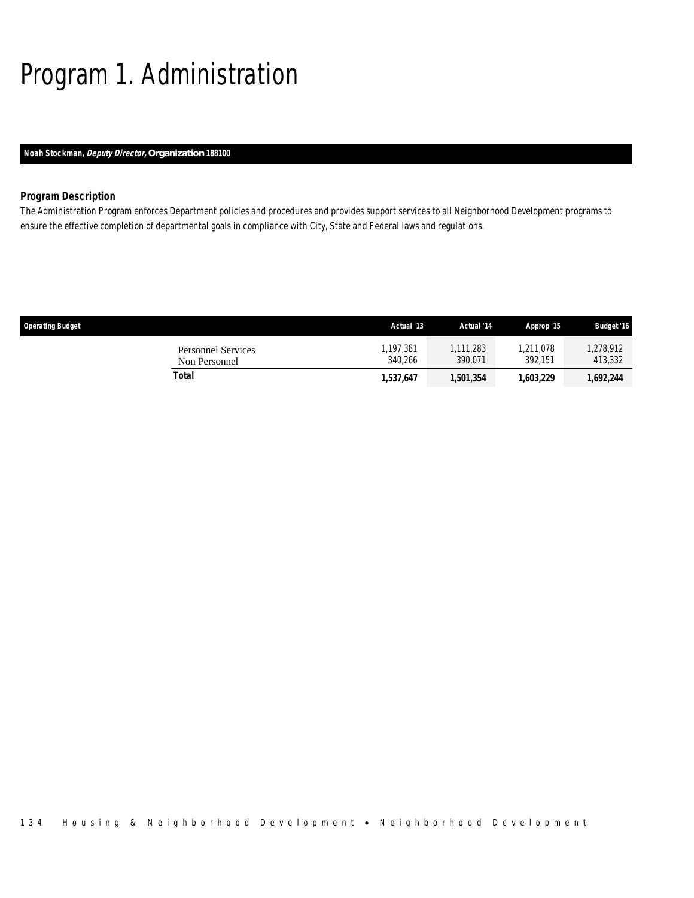# Program 1. Administration

**Noah Stockman, *Deputy Director*, Organization 188100**

### Program Description

The Administration Program enforces Department policies and procedures and provides support services to all Neighborhood Development programs to ensure the effective completion of departmental goals in compliance with City, State and Federal laws and regulations.

| Operating Budget | Actual '13 | Actual '14 | Approp '15 | Budget '16 |
|---|---|---|---|---|
| Personnel Services | 1,197,381 | 1,111,283 | 1,211,078 | 1,278,912 |
| Non Personnel | 340,266 | 390,071 | 392,151 | 413,332 |
| **Total** | **1,537,647** | **1,501,354** | **1,603,229** | **1,692,244** |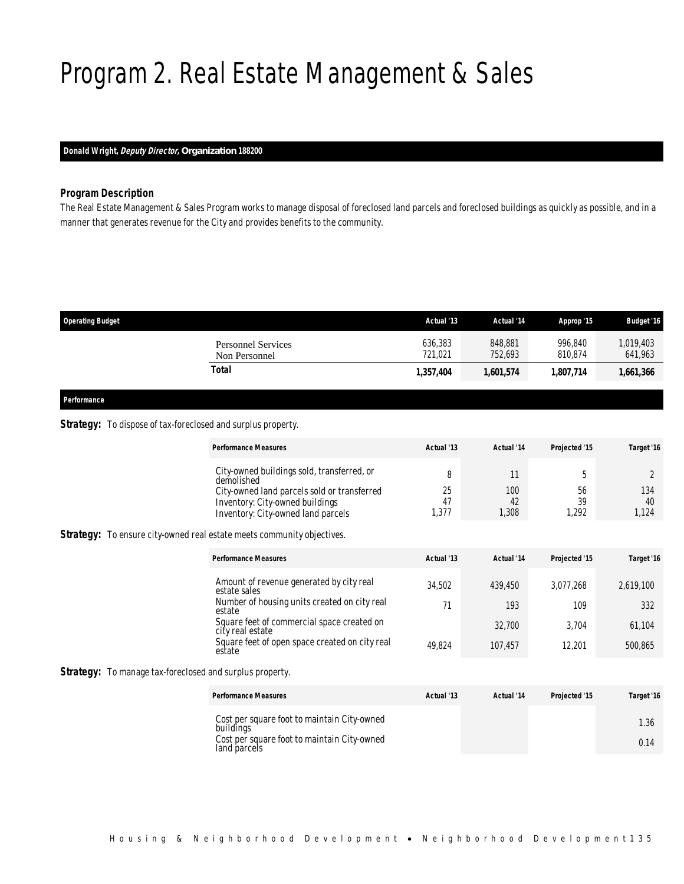# Program 2. Real Estate Management & Sales

***Donald Wright, Deputy Director, Organization 188200***

### Program Description

The Real Estate Management & Sales Program works to manage disposal of foreclosed land parcels and foreclosed buildings as quickly as possible, and in a manner that generates revenue for the City and provides benefits to the community.

| Operating Budget | Actual '13 | Actual '14 | Approp '15 | Budget '16 |
|---|---|---|---|---|
| Personnel Services | 636,383 | 848,881 | 996,840 | 1,019,403 |
| Non Personnel | 721,021 | 752,693 | 810,874 | 641,963 |
| **Total** | **1,357,404** | **1,601,574** | **1,807,714** | **1,661,366** |

### Performance

**Strategy:** To dispose of tax-foreclosed and surplus property.

| Performance Measures | Actual '13 | Actual '14 | Projected '15 | Target '16 |
|---|---|---|---|---|
| City-owned buildings sold, transferred, or demolished | 8 | 11 | 5 | 2 |
| City-owned land parcels sold or transferred | 25 | 100 | 56 | 134 |
| Inventory: City-owned buildings | 47 | 42 | 39 | 40 |
| Inventory: City-owned land parcels | 1,377 | 1,308 | 1,292 | 1,124 |

**Strategy:** To ensure city-owned real estate meets community objectives.

| Performance Measures | Actual '13 | Actual '14 | Projected '15 | Target '16 |
|---|---|---|---|---|
| Amount of revenue generated by city real estate sales | 34,502 | 439,450 | 3,077,268 | 2,619,100 |
| Number of housing units created on city real estate | 71 | 193 | 109 | 332 |
| Square feet of commercial space created on city real estate | | 32,700 | 3,704 | 61,104 |
| Square feet of open space created on city real estate | 49,824 | 107,457 | 12,201 | 500,865 |

**Strategy:** To manage tax-foreclosed and surplus property.

| Performance Measures | Actual '13 | Actual '14 | Projected '15 | Target '16 |
|---|---|---|---|---|
| Cost per square foot to maintain City-owned buildings | | | | 1.36 |
| Cost per square foot to maintain City-owned land parcels | | | | 0.14 |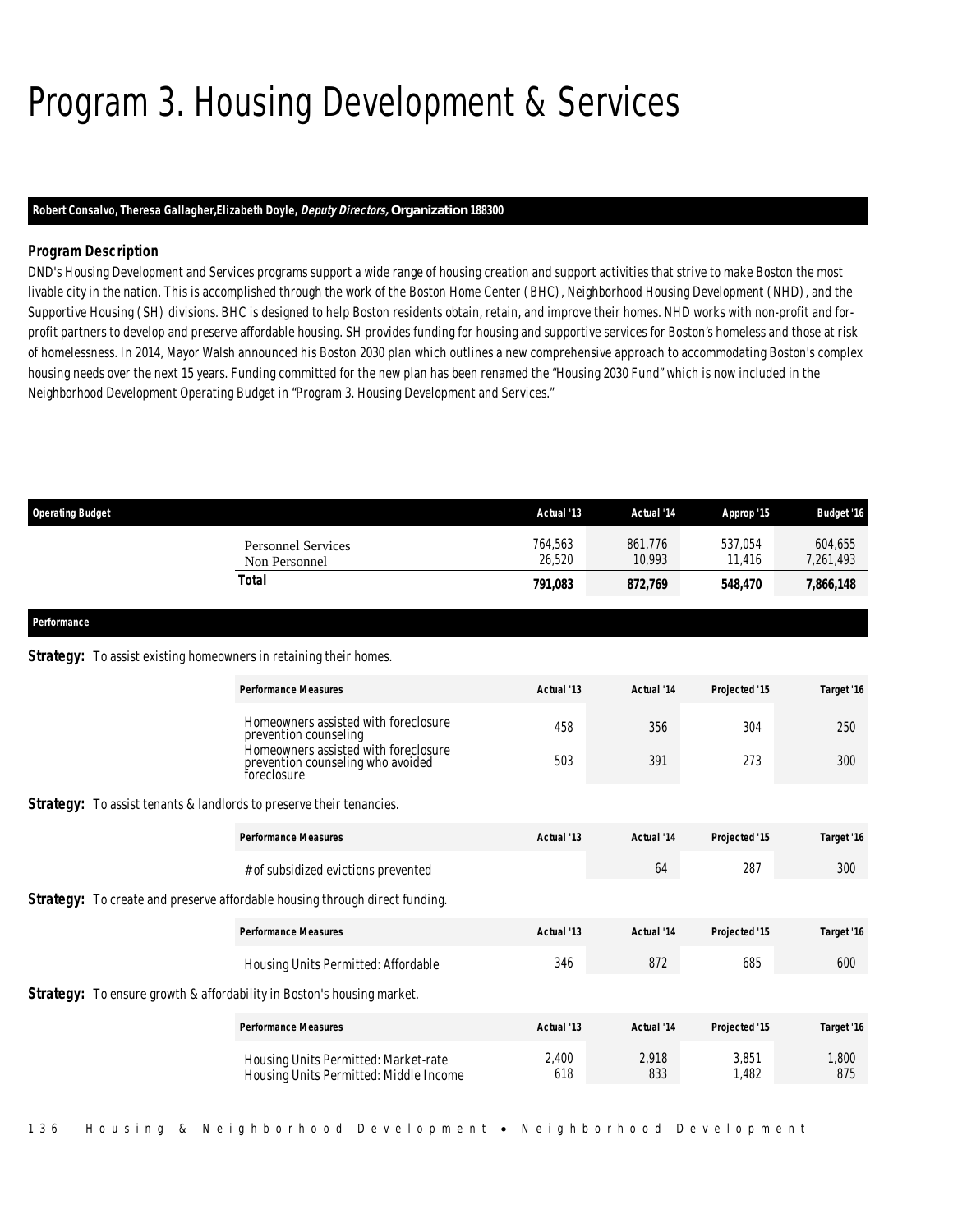# Program 3. Housing Development & Services

**Robert Consalvo, Theresa Gallagher,Elizabeth Doyle, *Deputy Directors,* Organization 188300**

### *Program Description*

DND's Housing Development and Services programs support a wide range of housing creation and support activities that strive to make Boston the most livable city in the nation. This is accomplished through the work of the Boston Home Center (BHC), Neighborhood Housing Development (NHD), and the Supportive Housing (SH) divisions. BHC is designed to help Boston residents obtain, retain, and improve their homes. NHD works with non-profit and for-profit partners to develop and preserve affordable housing. SH provides funding for housing and supportive services for Boston's homeless and those at risk of homelessness. In 2014, Mayor Walsh announced his Boston 2030 plan which outlines a new comprehensive approach to accommodating Boston's complex housing needs over the next 15 years. Funding committed for the new plan has been renamed the "Housing 2030 Fund" which is now included in the Neighborhood Development Operating Budget in "Program 3. Housing Development and Services."

| Operating Budget | Actual '13 | Actual '14 | Approp '15 | Budget '16 |
|---|---|---|---|---|
| Personnel Services | 764,563 | 861,776 | 537,054 | 604,655 |
| Non Personnel | 26,520 | 10,993 | 11,416 | 7,261,493 |
| **Total** | **791,083** | **872,769** | **548,470** | **7,866,148** |

### Performance

**Strategy:** To assist existing homeowners in retaining their homes.

| Performance Measures | Actual '13 | Actual '14 | Projected '15 | Target '16 |
|---|---|---|---|---|
| Homeowners assisted with foreclosure prevention counseling | 458 | 356 | 304 | 250 |
| Homeowners assisted with foreclosure prevention counseling who avoided foreclosure | 503 | 391 | 273 | 300 |

**Strategy:** To assist tenants & landlords to preserve their tenancies.

| Performance Measures | Actual '13 | Actual '14 | Projected '15 | Target '16 |
|---|---|---|---|---|
| # of subsidized evictions prevented | | 64 | 287 | 300 |

**Strategy:** To create and preserve affordable housing through direct funding.

| Performance Measures | Actual '13 | Actual '14 | Projected '15 | Target '16 |
|---|---|---|---|---|
| Housing Units Permitted: Affordable | 346 | 872 | 685 | 600 |

**Strategy:** To ensure growth & affordability in Boston's housing market.

| Performance Measures | Actual '13 | Actual '14 | Projected '15 | Target '16 |
|---|---|---|---|---|
| Housing Units Permitted: Market-rate | 2,400 | 2,918 | 3,851 | 1,800 |
| Housing Units Permitted: Middle Income | 618 | 833 | 1,482 | 875 |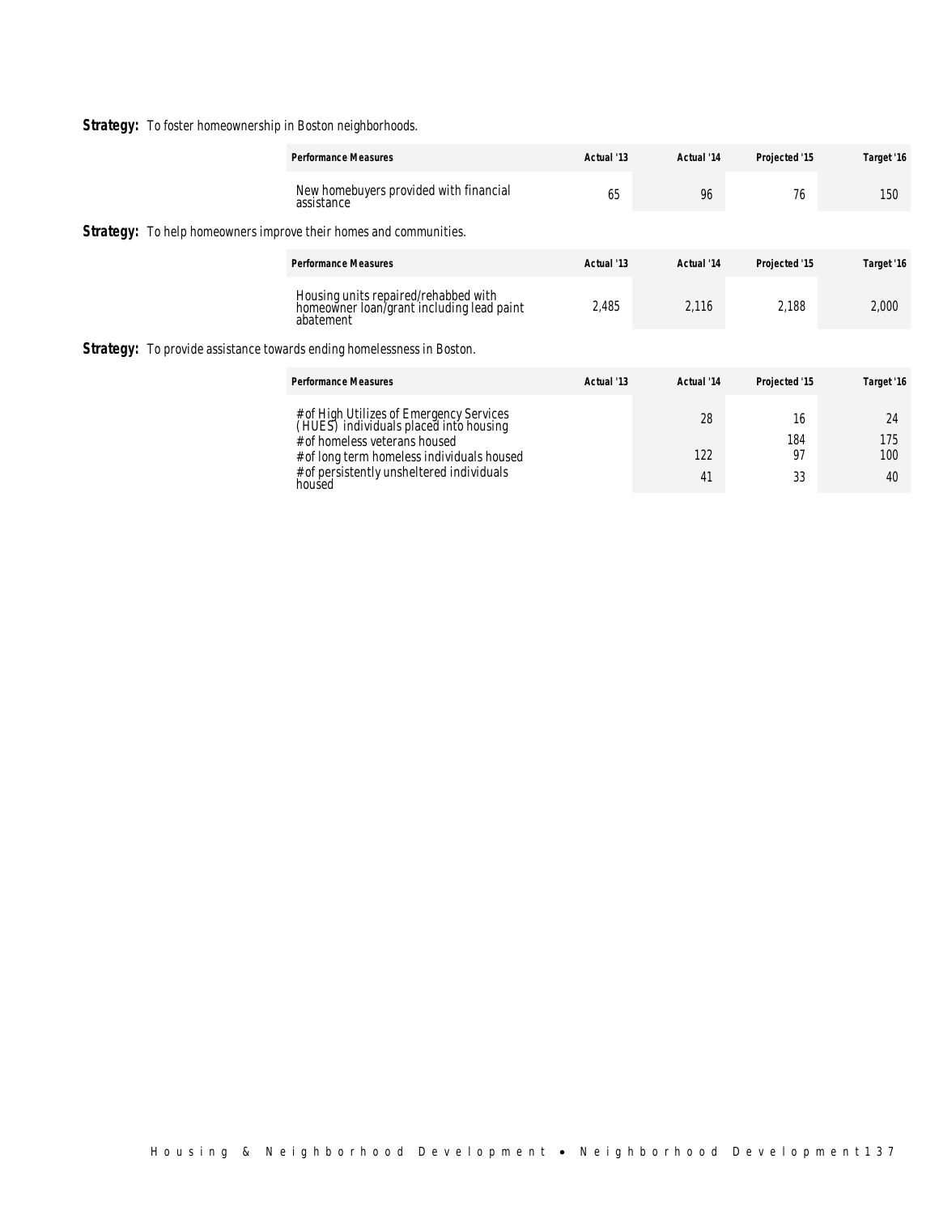**Strategy:** To foster homeownership in Boston neighborhoods.

| Performance Measures | Actual '13 | Actual '14 | Projected '15 | Target '16 |
|---|---|---|---|---|
| New homebuyers provided with financial assistance | 65 | 96 | 76 | 150 |

**Strategy:** To help homeowners improve their homes and communities.

| Performance Measures | Actual '13 | Actual '14 | Projected '15 | Target '16 |
|---|---|---|---|---|
| Housing units repaired/rehabbed with homeowner loan/grant including lead paint abatement | 2,485 | 2,116 | 2,188 | 2,000 |

**Strategy:** To provide assistance towards ending homelessness in Boston.

| Performance Measures | Actual '13 | Actual '14 | Projected '15 | Target '16 |
|---|---|---|---|---|
| # of High Utilizes of Emergency Services (HUES) individuals placed into housing | | 28 | 16 | 24 |
| # of homeless veterans housed | | | 184 | 175 |
| # of long term homeless individuals housed | | 122 | 97 | 100 |
| # of persistently unsheltered individuals housed | | 41 | 33 | 40 |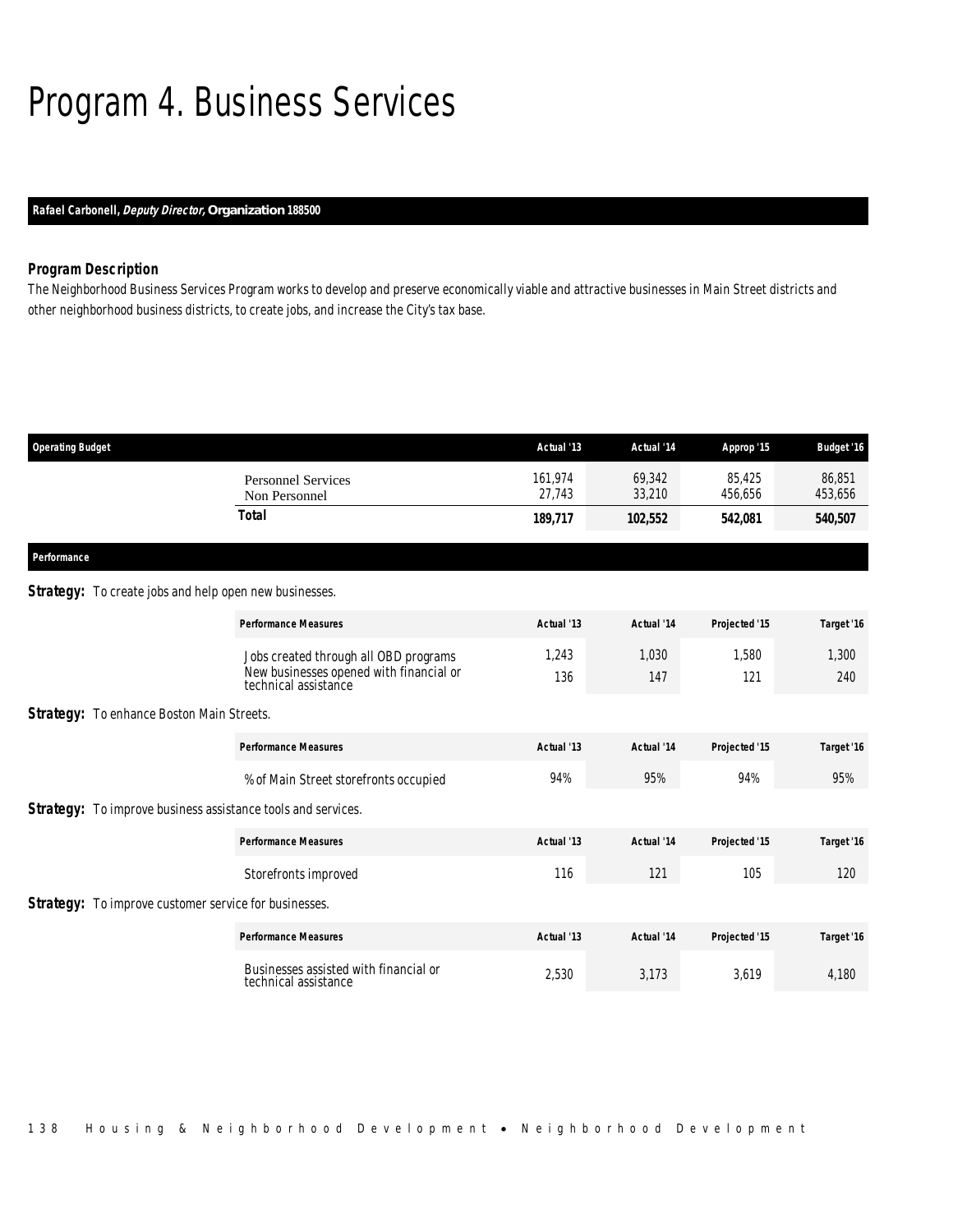# Program 4. Business Services

**Rafael Carbonell, *Deputy Director,* Organization 188500**

### *Program Description*

The Neighborhood Business Services Program works to develop and preserve economically viable and attractive businesses in Main Street districts and other neighborhood business districts, to create jobs, and increase the City's tax base.

| Operating Budget | Actual '13 | Actual '14 | Approp '15 | Budget '16 |
|---|---|---|---|---|
| Personnel Services | 161,974 | 69,342 | 85,425 | 86,851 |
| Non Personnel | 27,743 | 33,210 | 456,656 | 453,656 |
| **Total** | **189,717** | **102,552** | **542,081** | **540,507** |

**Performance**

**Strategy:** To create jobs and help open new businesses.

| Performance Measures | Actual '13 | Actual '14 | Projected '15 | Target '16 |
|---|---|---|---|---|
| Jobs created through all OBD programs | 1,243 | 1,030 | 1,580 | 1,300 |
| New businesses opened with financial or technical assistance | 136 | 147 | 121 | 240 |

**Strategy:** To enhance Boston Main Streets.

| Performance Measures | Actual '13 | Actual '14 | Projected '15 | Target '16 |
|---|---|---|---|---|
| % of Main Street storefronts occupied | 94% | 95% | 94% | 95% |

**Strategy:** To improve business assistance tools and services.

| Performance Measures | Actual '13 | Actual '14 | Projected '15 | Target '16 |
|---|---|---|---|---|
| Storefronts improved | 116 | 121 | 105 | 120 |

**Strategy:** To improve customer service for businesses.

| Performance Measures | Actual '13 | Actual '14 | Projected '15 | Target '16 |
|---|---|---|---|---|
| Businesses assisted with financial or technical assistance | 2,530 | 3,173 | 3,619 | 4,180 |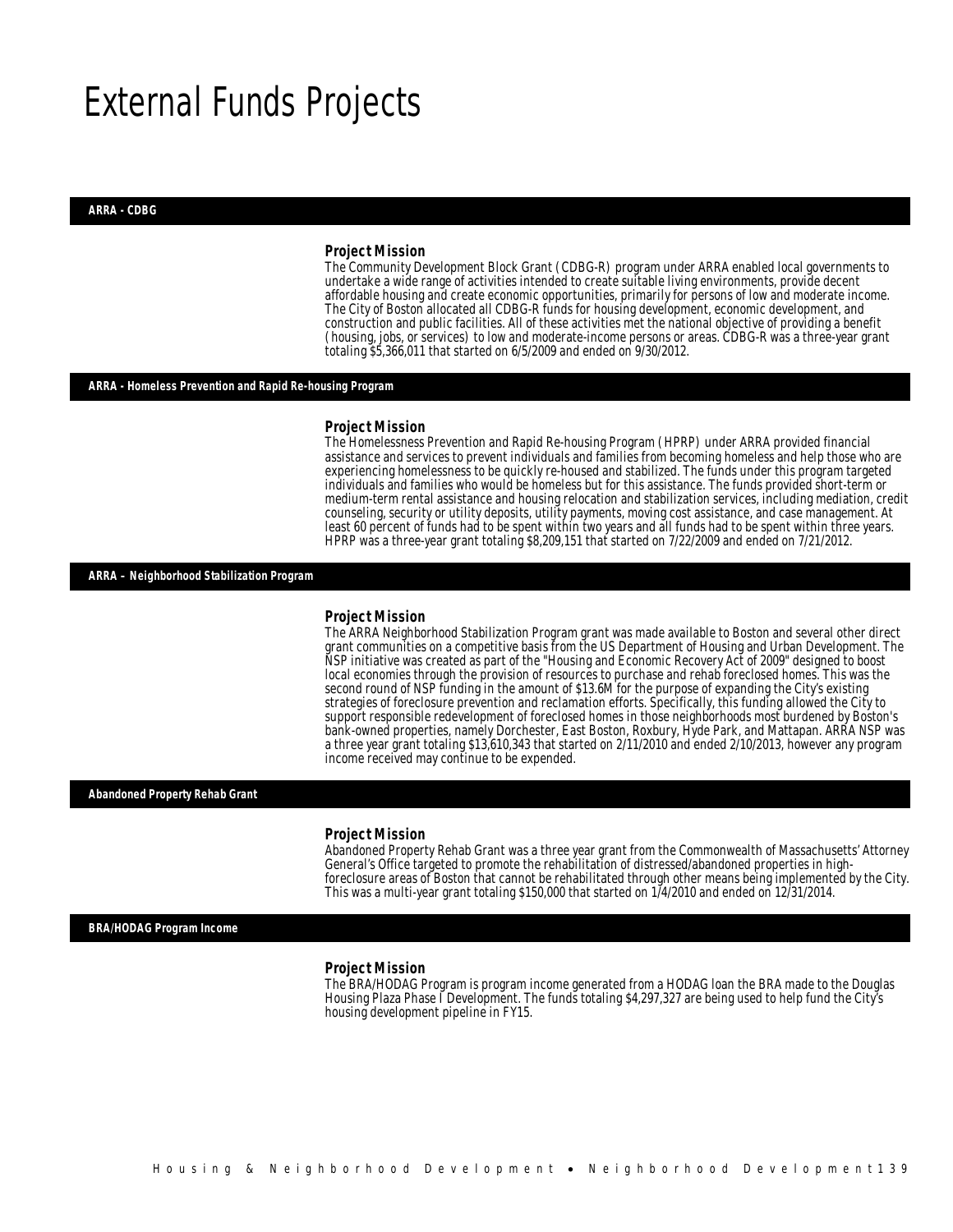# External Funds Projects

## ARRA - CDBG

### Project Mission

The Community Development Block Grant (CDBG-R) program under ARRA enabled local governments to undertake a wide range of activities intended to create suitable living environments, provide decent affordable housing and create economic opportunities, primarily for persons of low and moderate income. The City of Boston allocated all CDBG-R funds for housing development, economic development, and construction and public facilities. All of these activities met the national objective of providing a benefit (housing, jobs, or services) to low and moderate-income persons or areas. CDBG-R was a three-year grant totaling $5,366,011 that started on 6/5/2009 and ended on 9/30/2012.

## ARRA - Homeless Prevention and Rapid Re-housing Program

### Project Mission

The Homelessness Prevention and Rapid Re-housing Program (HPRP) under ARRA provided financial assistance and services to prevent individuals and families from becoming homeless and help those who are experiencing homelessness to be quickly re-housed and stabilized. The funds under this program targeted individuals and families who would be homeless but for this assistance. The funds provided short-term or medium-term rental assistance and housing relocation and stabilization services, including mediation, credit counseling, security or utility deposits, utility payments, moving cost assistance, and case management. At least 60 percent of funds had to be spent within two years and all funds had to be spent within three years. HPRP was a three-year grant totaling $8,209,151 that started on 7/22/2009 and ended on 7/21/2012.

## ARRA – Neighborhood Stabilization Program

### Project Mission

The ARRA Neighborhood Stabilization Program grant was made available to Boston and several other direct grant communities on a competitive basis from the US Department of Housing and Urban Development. The NSP initiative was created as part of the "Housing and Economic Recovery Act of 2009" designed to boost local economies through the provision of resources to purchase and rehab foreclosed homes. This was the second round of NSP funding in the amount of $13.6M for the purpose of expanding the City's existing strategies of foreclosure prevention and reclamation efforts. Specifically, this funding allowed the City to support responsible redevelopment of foreclosed homes in those neighborhoods most burdened by Boston's bank-owned properties, namely Dorchester, East Boston, Roxbury, Hyde Park, and Mattapan. ARRA NSP was a three year grant totaling $13,610,343 that started on 2/11/2010 and ended 2/10/2013, however any program income received may continue to be expended.

## Abandoned Property Rehab Grant

### Project Mission

Abandoned Property Rehab Grant was a three year grant from the Commonwealth of Massachusetts' Attorney General's Office targeted to promote the rehabilitation of distressed/abandoned properties in high-foreclosure areas of Boston that cannot be rehabilitated through other means being implemented by the City. This was a multi-year grant totaling $150,000 that started on 1/4/2010 and ended on 12/31/2014.

## BRA/HODAG Program Income

### Project Mission

The BRA/HODAG Program is program income generated from a HODAG loan the BRA made to the Douglas Housing Plaza Phase I Development. The funds totaling $4,297,327 are being used to help fund the City's housing development pipeline in FY15.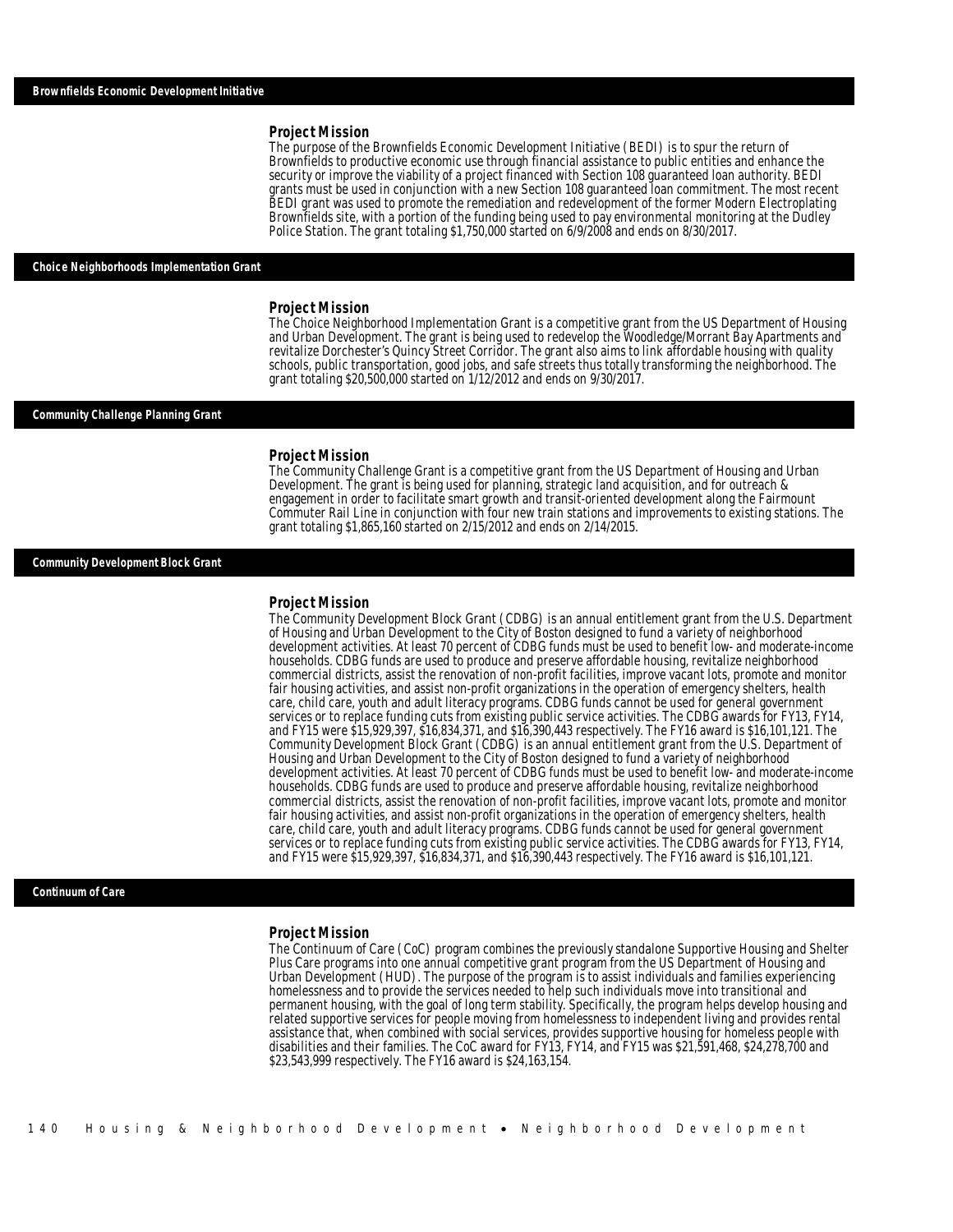## Brownfields Economic Development Initiative

### Project Mission

The purpose of the Brownfields Economic Development Initiative (BEDI) is to spur the return of Brownfields to productive economic use through financial assistance to public entities and enhance the security or improve the viability of a project financed with Section 108 guaranteed loan authority. BEDI grants must be used in conjunction with a new Section 108 guaranteed loan commitment. The most recent BEDI grant was used to promote the remediation and redevelopment of the former Modern Electroplating Brownfields site, with a portion of the funding being used to pay environmental monitoring at the Dudley Police Station. The grant totaling $1,750,000 started on 6/9/2008 and ends on 8/30/2017.

## Choice Neighborhoods Implementation Grant

### Project Mission

The Choice Neighborhood Implementation Grant is a competitive grant from the US Department of Housing and Urban Development. The grant is being used to redevelop the Woodledge/Morrant Bay Apartments and revitalize Dorchester's Quincy Street Corridor. The grant also aims to link affordable housing with quality schools, public transportation, good jobs, and safe streets thus totally transforming the neighborhood. The grant totaling $20,500,000 started on 1/12/2012 and ends on 9/30/2017.

## Community Challenge Planning Grant

### Project Mission

The Community Challenge Grant is a competitive grant from the US Department of Housing and Urban Development. The grant is being used for planning, strategic land acquisition, and for outreach & engagement in order to facilitate smart growth and transit-oriented development along the Fairmount Commuter Rail Line in conjunction with four new train stations and improvements to existing stations. The grant totaling $1,865,160 started on 2/15/2012 and ends on 2/14/2015.

## Community Development Block Grant

### Project Mission

The Community Development Block Grant (CDBG) is an annual entitlement grant from the U.S. Department of Housing and Urban Development to the City of Boston designed to fund a variety of neighborhood development activities. At least 70 percent of CDBG funds must be used to benefit low- and moderate-income households. CDBG funds are used to produce and preserve affordable housing, revitalize neighborhood commercial districts, assist the renovation of non-profit facilities, improve vacant lots, promote and monitor fair housing activities, and assist non-profit organizations in the operation of emergency shelters, health care, child care, youth and adult literacy programs. CDBG funds cannot be used for general government services or to replace funding cuts from existing public service activities. The CDBG awards for FY13, FY14, and FY15 were $15,929,397, $16,834,371, and $16,390,443 respectively. The FY16 award is $16,101,121. The Community Development Block Grant (CDBG) is an annual entitlement grant from the U.S. Department of Housing and Urban Development to the City of Boston designed to fund a variety of neighborhood development activities. At least 70 percent of CDBG funds must be used to benefit low- and moderate-income households. CDBG funds are used to produce and preserve affordable housing, revitalize neighborhood commercial districts, assist the renovation of non-profit facilities, improve vacant lots, promote and monitor fair housing activities, and assist non-profit organizations in the operation of emergency shelters, health care, child care, youth and adult literacy programs. CDBG funds cannot be used for general government services or to replace funding cuts from existing public service activities. The CDBG awards for FY13, FY14, and FY15 were $15,929,397, $16,834,371, and $16,390,443 respectively. The FY16 award is $16,101,121.

## Continuum of Care

### Project Mission

The Continuum of Care (CoC) program combines the previously standalone Supportive Housing and Shelter Plus Care programs into one annual competitive grant program from the US Department of Housing and Urban Development (HUD). The purpose of the program is to assist individuals and families experiencing homelessness and to provide the services needed to help such individuals move into transitional and permanent housing, with the goal of long term stability. Specifically, the program helps develop housing and related supportive services for people moving from homelessness to independent living and provides rental assistance that, when combined with social services, provides supportive housing for homeless people with disabilities and their families. The CoC award for FY13, FY14, and FY15 was $21,591,468, $24,278,700 and $23,543,999 respectively. The FY16 award is $24,163,154.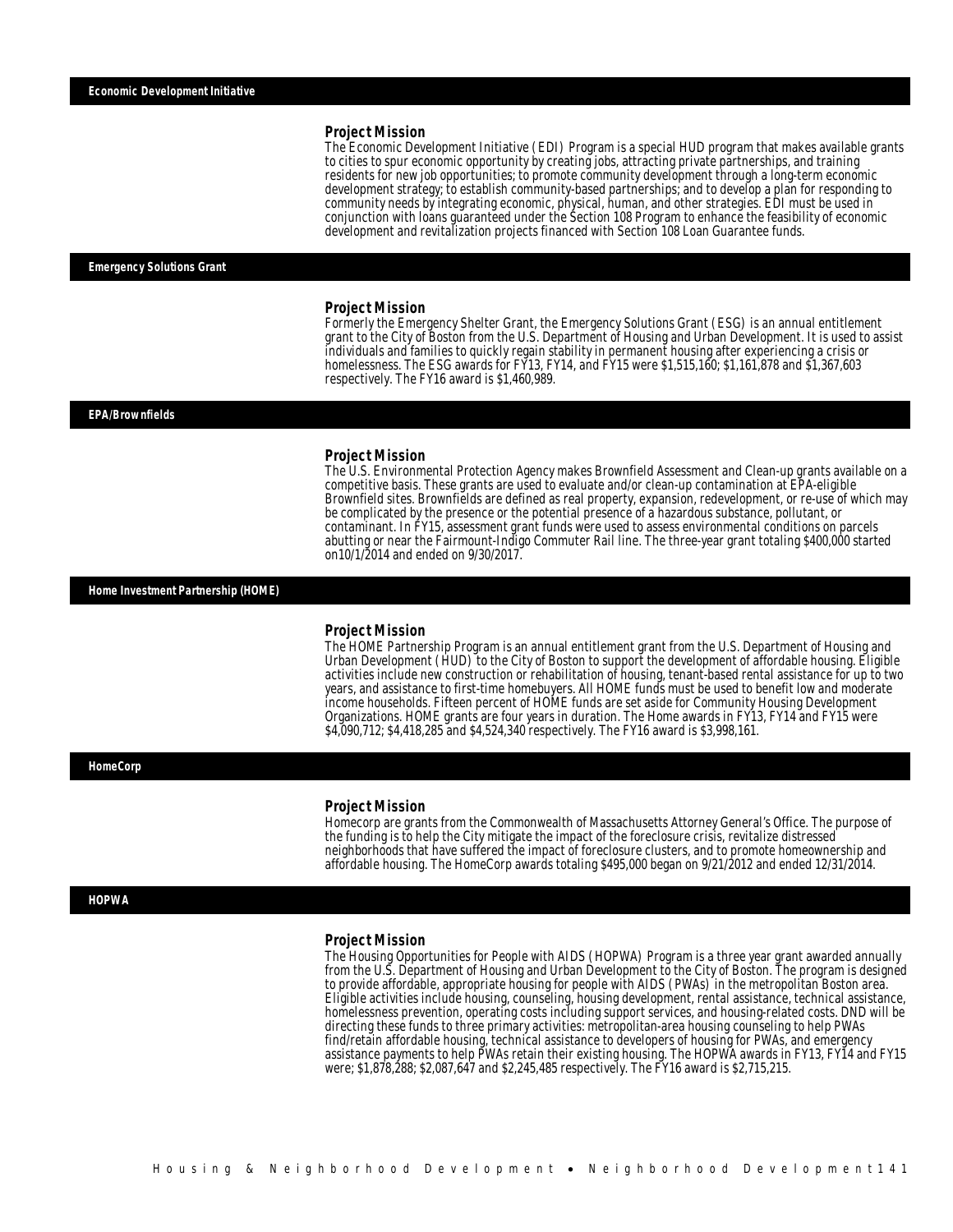## Economic Development Initiative

### Project Mission

The Economic Development Initiative (EDI) Program is a special HUD program that makes available grants to cities to spur economic opportunity by creating jobs, attracting private partnerships, and training residents for new job opportunities; to promote community development through a long-term economic development strategy; to establish community-based partnerships; and to develop a plan for responding to community needs by integrating economic, physical, human, and other strategies. EDI must be used in conjunction with loans guaranteed under the Section 108 Program to enhance the feasibility of economic development and revitalization projects financed with Section 108 Loan Guarantee funds.

## Emergency Solutions Grant

### Project Mission

Formerly the Emergency Shelter Grant, the Emergency Solutions Grant (ESG) is an annual entitlement grant to the City of Boston from the U.S. Department of Housing and Urban Development. It is used to assist individuals and families to quickly regain stability in permanent housing after experiencing a crisis or homelessness. The ESG awards for FY13, FY14, and FY15 were $1,515,160; $1,161,878 and $1,367,603 respectively. The FY16 award is $1,460,989.

## EPA/Brownfields

### Project Mission

The U.S. Environmental Protection Agency makes Brownfield Assessment and Clean-up grants available on a competitive basis. These grants are used to evaluate and/or clean-up contamination at EPA-eligible Brownfield sites. Brownfields are defined as real property, expansion, redevelopment, or re-use of which may be complicated by the presence or the potential presence of a hazardous substance, pollutant, or contaminant. In FY15, assessment grant funds were used to assess environmental conditions on parcels abutting or near the Fairmount-Indigo Commuter Rail line. The three-year grant totaling $400,000 started on10/1/2014 and ended on 9/30/2017.

## Home Investment Partnership (HOME)

### Project Mission

The HOME Partnership Program is an annual entitlement grant from the U.S. Department of Housing and Urban Development (HUD) to the City of Boston to support the development of affordable housing. Eligible activities include new construction or rehabilitation of housing, tenant-based rental assistance for up to two years, and assistance to first-time homebuyers. All HOME funds must be used to benefit low and moderate income households. Fifteen percent of HOME funds are set aside for Community Housing Development Organizations. HOME grants are four years in duration. The Home awards in FY13, FY14 and FY15 were $4,090,712; $4,418,285 and $4,524,340 respectively. The FY16 award is $3,998,161.

## HomeCorp

### Project Mission

Homecorp are grants from the Commonwealth of Massachusetts Attorney General's Office. The purpose of the funding is to help the City mitigate the impact of the foreclosure crisis, revitalize distressed neighborhoods that have suffered the impact of foreclosure clusters, and to promote homeownership and affordable housing. The HomeCorp awards totaling $495,000 began on 9/21/2012 and ended 12/31/2014.

## HOPWA

### Project Mission

The Housing Opportunities for People with AIDS (HOPWA) Program is a three year grant awarded annually from the U.S. Department of Housing and Urban Development to the City of Boston. The program is designed to provide affordable, appropriate housing for people with AIDS (PWAs) in the metropolitan Boston area. Eligible activities include housing, counseling, housing development, rental assistance, technical assistance, homelessness prevention, operating costs including support services, and housing-related costs. DND will be directing these funds to three primary activities: metropolitan-area housing counseling to help PWAs find/retain affordable housing, technical assistance to developers of housing for PWAs, and emergency assistance payments to help PWAs retain their existing housing. The HOPWA awards in FY13, FY14 and FY15 were; $1,878,288; $2,087,647 and $2,245,485 respectively. The FY16 award is $2,715,215.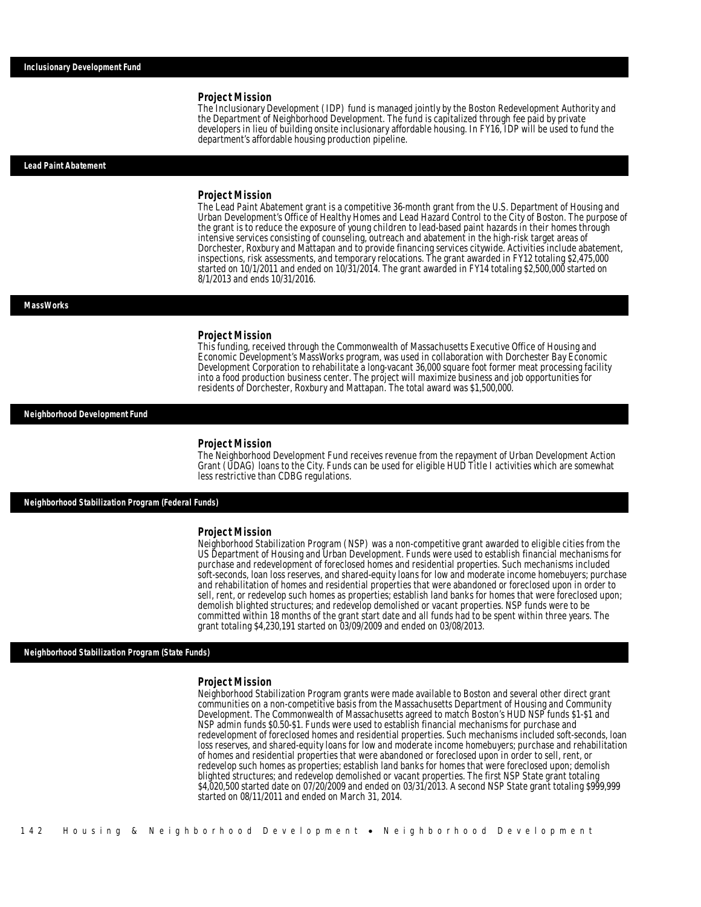## Inclusionary Development Fund

### Project Mission

The Inclusionary Development (IDP) fund is managed jointly by the Boston Redevelopment Authority and the Department of Neighborhood Development. The fund is capitalized through fee paid by private developers in lieu of building onsite inclusionary affordable housing. In FY16, IDP will be used to fund the department's affordable housing production pipeline.

## Lead Paint Abatement

### Project Mission

The Lead Paint Abatement grant is a competitive 36-month grant from the U.S. Department of Housing and Urban Development's Office of Healthy Homes and Lead Hazard Control to the City of Boston. The purpose of the grant is to reduce the exposure of young children to lead-based paint hazards in their homes through intensive services consisting of counseling, outreach and abatement in the high-risk target areas of Dorchester, Roxbury and Mattapan and to provide financing services citywide. Activities include abatement, inspections, risk assessments, and temporary relocations. The grant awarded in FY12 totaling $2,475,000 started on 10/1/2011 and ended on 10/31/2014. The grant awarded in FY14 totaling $2,500,000 started on 8/1/2013 and ends 10/31/2016.

## MassWorks

### Project Mission

This funding, received through the Commonwealth of Massachusetts Executive Office of Housing and Economic Development's MassWorks program, was used in collaboration with Dorchester Bay Economic Development Corporation to rehabilitate a long-vacant 36,000 square foot former meat processing facility into a food production business center. The project will maximize business and job opportunities for residents of Dorchester, Roxbury and Mattapan. The total award was $1,500,000.

## Neighborhood Development Fund

### Project Mission

The Neighborhood Development Fund receives revenue from the repayment of Urban Development Action Grant (UDAG) loans to the City. Funds can be used for eligible HUD Title I activities which are somewhat less restrictive than CDBG regulations.

## Neighborhood Stabilization Program (Federal Funds)

### Project Mission

Neighborhood Stabilization Program (NSP) was a non-competitive grant awarded to eligible cities from the US Department of Housing and Urban Development. Funds were used to establish financial mechanisms for purchase and redevelopment of foreclosed homes and residential properties. Such mechanisms included soft-seconds, loan loss reserves, and shared-equity loans for low and moderate income homebuyers; purchase and rehabilitation of homes and residential properties that were abandoned or foreclosed upon in order to sell, rent, or redevelop such homes as properties; establish land banks for homes that were foreclosed upon; demolish blighted structures; and redevelop demolished or vacant properties. NSP funds were to be committed within 18 months of the grant start date and all funds had to be spent within three years. The grant totaling $4,230,191 started on 03/09/2009 and ended on 03/08/2013.

## Neighborhood Stabilization Program (State Funds)

### Project Mission

Neighborhood Stabilization Program grants were made available to Boston and several other direct grant communities on a non-competitive basis from the Massachusetts Department of Housing and Community Development. The Commonwealth of Massachusetts agreed to match Boston's HUD NSP funds $1-$1 and NSP admin funds $0.50-$1. Funds were used to establish financial mechanisms for purchase and redevelopment of foreclosed homes and residential properties. Such mechanisms included soft-seconds, loan loss reserves, and shared-equity loans for low and moderate income homebuyers; purchase and rehabilitation of homes and residential properties that were abandoned or foreclosed upon in order to sell, rent, or redevelop such homes as properties; establish land banks for homes that were foreclosed upon; demolish blighted structures; and redevelop demolished or vacant properties. The first NSP State grant totaling $4,020,500 started date on 07/20/2009 and ended on 03/31/2013. A second NSP State grant totaling $999,999 started on 08/11/2011 and ended on March 31, 2014.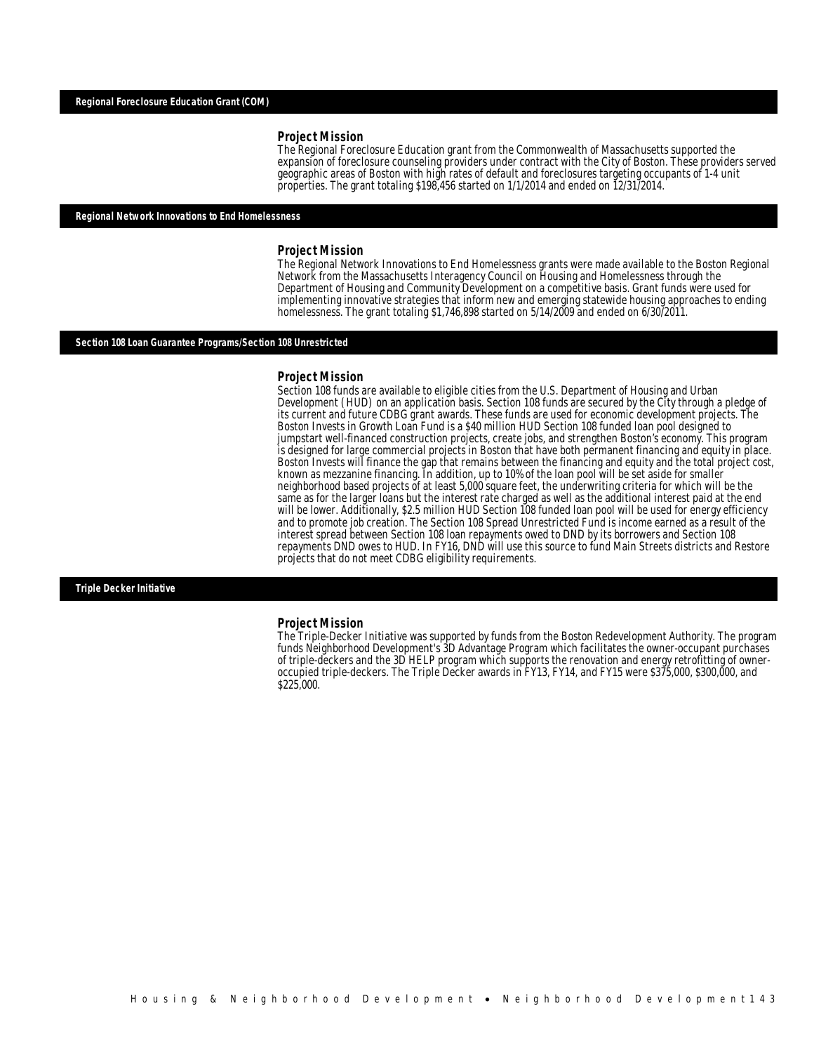## Regional Foreclosure Education Grant (COM)

### Project Mission

The Regional Foreclosure Education grant from the Commonwealth of Massachusetts supported the expansion of foreclosure counseling providers under contract with the City of Boston. These providers served geographic areas of Boston with high rates of default and foreclosures targeting occupants of 1-4 unit properties. The grant totaling $198,456 started on 1/1/2014 and ended on 12/31/2014.

## Regional Network Innovations to End Homelessness

### Project Mission

The Regional Network Innovations to End Homelessness grants were made available to the Boston Regional Network from the Massachusetts Interagency Council on Housing and Homelessness through the Department of Housing and Community Development on a competitive basis. Grant funds were used for implementing innovative strategies that inform new and emerging statewide housing approaches to ending homelessness. The grant totaling $1,746,898 started on 5/14/2009 and ended on 6/30/2011.

## Section 108 Loan Guarantee Programs/Section 108 Unrestricted

### Project Mission

Section 108 funds are available to eligible cities from the U.S. Department of Housing and Urban Development (HUD) on an application basis. Section 108 funds are secured by the City through a pledge of its current and future CDBG grant awards. These funds are used for economic development projects. The Boston Invests in Growth Loan Fund is a $40 million HUD Section 108 funded loan pool designed to jumpstart well-financed construction projects, create jobs, and strengthen Boston's economy. This program is designed for large commercial projects in Boston that have both permanent financing and equity in place. Boston Invests will finance the gap that remains between the financing and equity and the total project cost, known as mezzanine financing. In addition, up to 10% of the loan pool will be set aside for smaller neighborhood based projects of at least 5,000 square feet, the underwriting criteria for which will be the same as for the larger loans but the interest rate charged as well as the additional interest paid at the end will be lower. Additionally, $2.5 million HUD Section 108 funded loan pool will be used for energy efficiency and to promote job creation. The Section 108 Spread Unrestricted Fund is income earned as a result of the interest spread between Section 108 loan repayments owed to DND by its borrowers and Section 108 repayments DND owes to HUD. In FY16, DND will use this source to fund Main Streets districts and Restore projects that do not meet CDBG eligibility requirements.

## Triple Decker Initiative

### Project Mission

The Triple-Decker Initiative was supported by funds from the Boston Redevelopment Authority. The program funds Neighborhood Development's 3D Advantage Program which facilitates the owner-occupant purchases of triple-deckers and the 3D HELP program which supports the renovation and energy retrofitting of owner-occupied triple-deckers. The Triple Decker awards in FY13, FY14, and FY15 were $375,000, $300,000, and $225,000.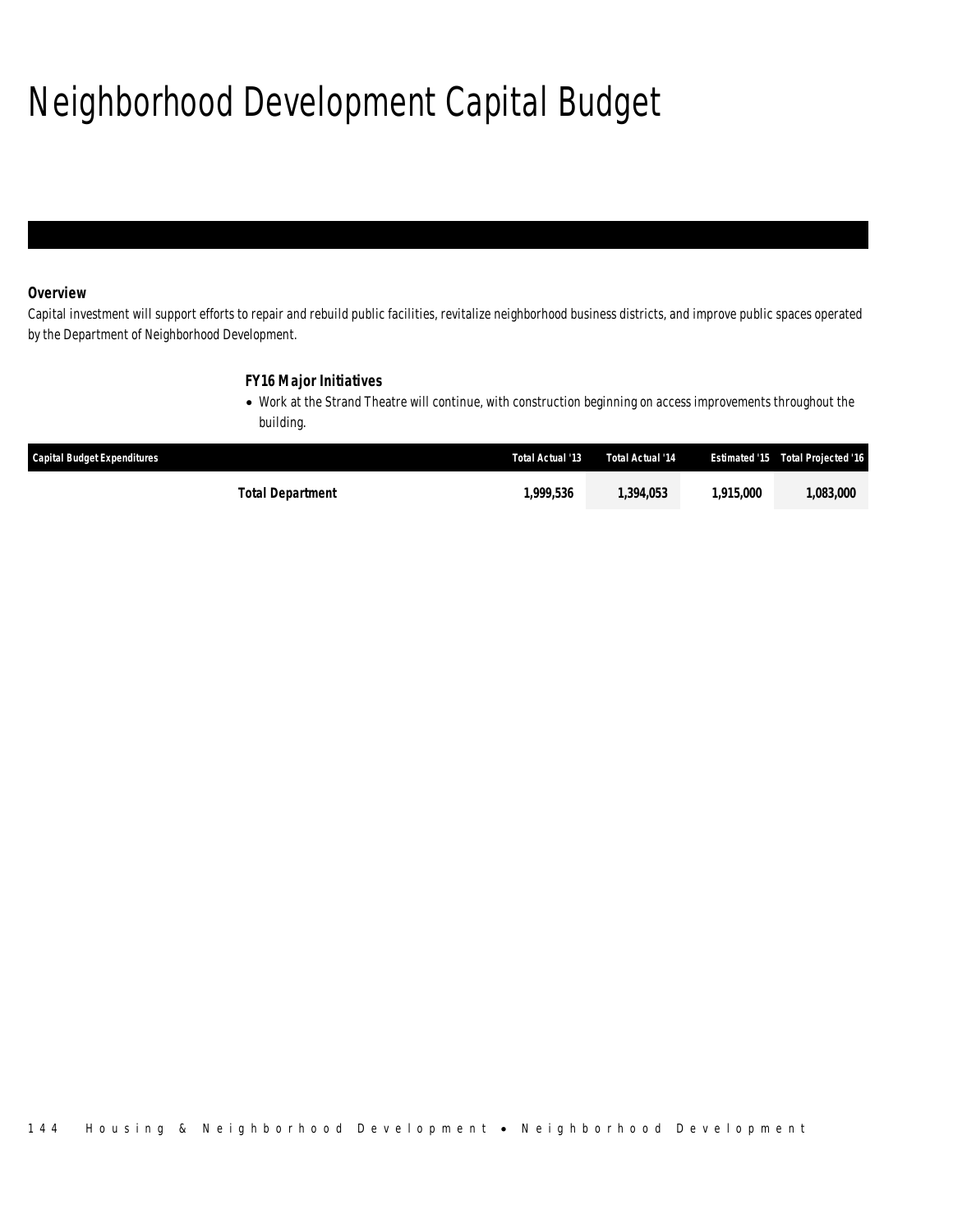# Neighborhood Development Capital Budget

### Overview

*Capital investment will support efforts to repair and rebuild public facilities, revitalize neighborhood business districts, and improve public spaces operated by the Department of Neighborhood Development.*

### FY16 Major Initiatives

- *Work at the Strand Theatre will continue, with construction beginning on access improvements throughout the building.*

| Capital Budget Expenditures | Total Actual '13 | Total Actual '14 | Estimated '15 | Total Projected '16 |
|---|---|---|---|---|
| **Total Department** | **1,999,536** | **1,394,053** | **1,915,000** | **1,083,000** |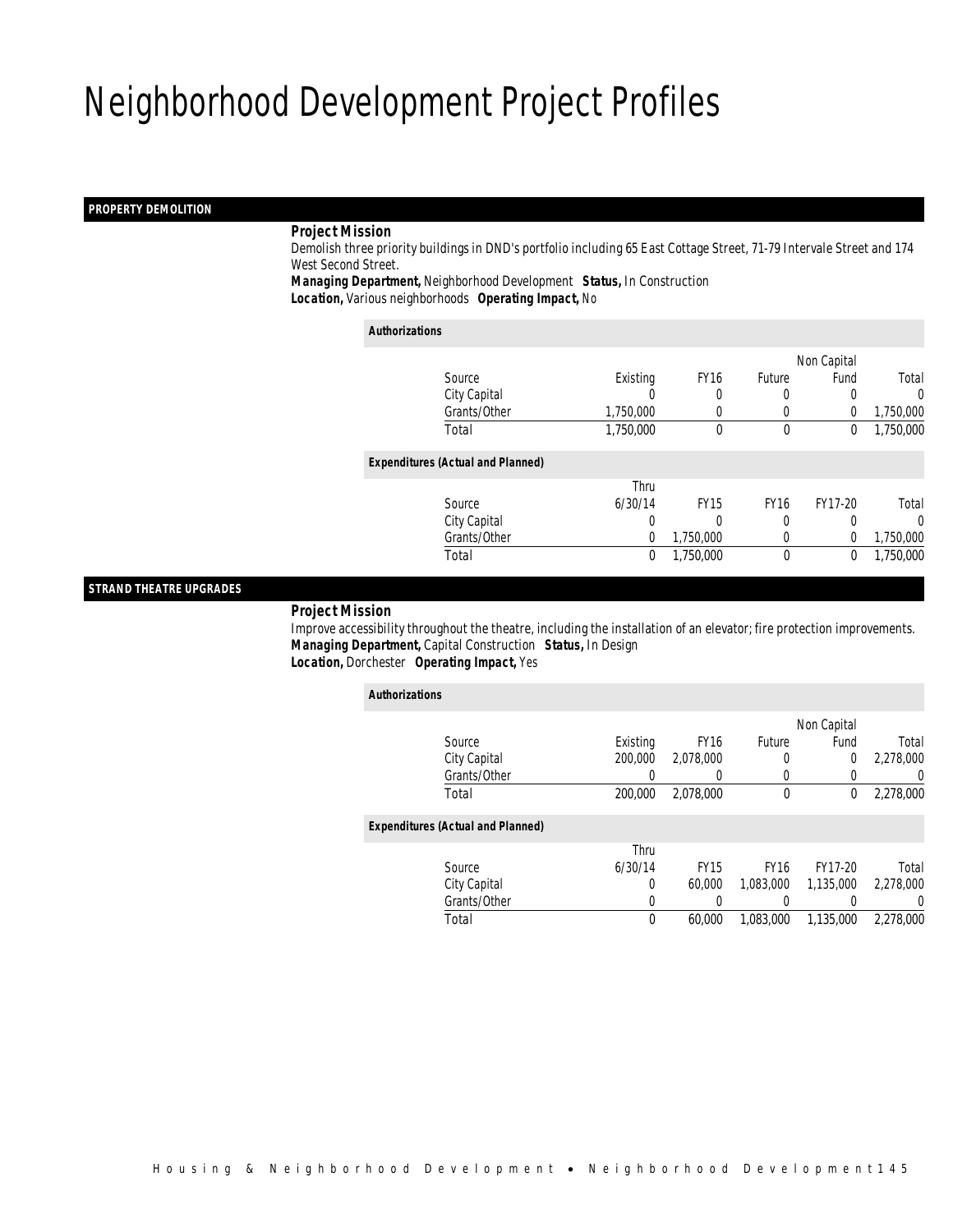# Neighborhood Development Project Profiles

## PROPERTY DEMOLITION

***Project Mission***

Demolish three priority buildings in DND's portfolio including 65 East Cottage Street, 71-79 Intervale Street and 174 West Second Street.

***Managing Department,*** Neighborhood Development ***Status,*** In Construction

***Location,*** Various neighborhoods ***Operating Impact,*** No

***Authorizations***

| Source | Existing | FY16 | Future | Non Capital Fund | Total |
|---|---|---|---|---|---|
| City Capital | 0 | 0 | 0 | 0 | 0 |
| Grants/Other | 1,750,000 | 0 | 0 | 0 | 1,750,000 |
| Total | 1,750,000 | 0 | 0 | 0 | 1,750,000 |

***Expenditures (Actual and Planned)***

| Source | Thru 6/30/14 | FY15 | FY16 | FY17-20 | Total |
|---|---|---|---|---|---|
| City Capital | 0 | 0 | 0 | 0 | 0 |
| Grants/Other | 0 | 1,750,000 | 0 | 0 | 1,750,000 |
| Total | 0 | 1,750,000 | 0 | 0 | 1,750,000 |

## STRAND THEATRE UPGRADES

***Project Mission***

Improve accessibility throughout the theatre, including the installation of an elevator; fire protection improvements.

***Managing Department,*** Capital Construction ***Status,*** In Design

***Location,*** Dorchester ***Operating Impact,*** Yes

***Authorizations***

| Source | Existing | FY16 | Future | Non Capital Fund | Total |
|---|---|---|---|---|---|
| City Capital | 200,000 | 2,078,000 | 0 | 0 | 2,278,000 |
| Grants/Other | 0 | 0 | 0 | 0 | 0 |
| Total | 200,000 | 2,078,000 | 0 | 0 | 2,278,000 |

***Expenditures (Actual and Planned)***

| Source | Thru 6/30/14 | FY15 | FY16 | FY17-20 | Total |
|---|---|---|---|---|---|
| City Capital | 0 | 60,000 | 1,083,000 | 1,135,000 | 2,278,000 |
| Grants/Other | 0 | 0 | 0 | 0 | 0 |
| Total | 0 | 60,000 | 1,083,000 | 1,135,000 | 2,278,000 |